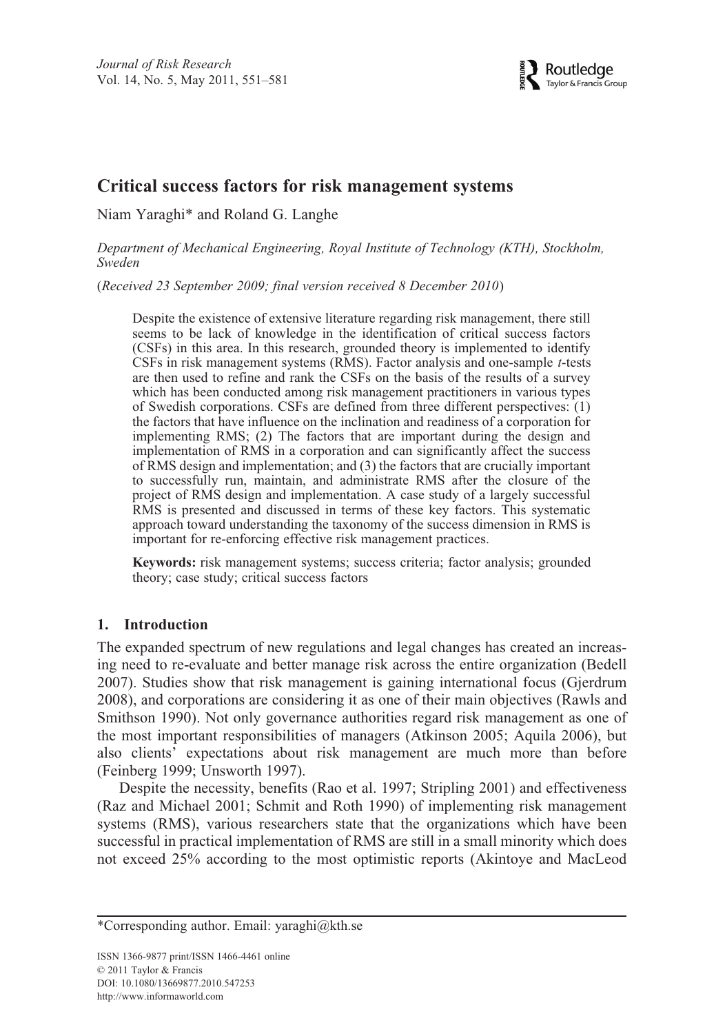# Critical success factors for risk management systems

Niam Yaraghi* and Roland G. Langhe

*Department of Mechanical Engineering, Royal Institute of Technology (KTH), Stockholm, Sweden*

(*Received 23 September 2009; final version received 8 December 2010*)

Despite the existence of extensive literature regarding risk management, there still seems to be lack of knowledge in the identification of critical success factors (CSFs) in this area. In this research, grounded theory is implemented to identify CSFs in risk management systems (RMS). Factor analysis and one-sample *t*-tests are then used to refine and rank the CSFs on the basis of the results of a survey which has been conducted among risk management practitioners in various types of Swedish corporations. CSFs are defined from three different perspectives: (1) the factors that have influence on the inclination and readiness of a corporation for implementing RMS; (2) The factors that are important during the design and implementation of RMS in a corporation and can significantly affect the success of RMS design and implementation; and (3) the factors that are crucially important to successfully run, maintain, and administrate RMS after the closure of the project of RMS design and implementation. A case study of a largely successful RMS is presented and discussed in terms of these key factors. This systematic approach toward understanding the taxonomy of the success dimension in RMS is important for re-enforcing effective risk management practices.

**Keywords:** risk management systems; success criteria; factor analysis; grounded theory; case study; critical success factors

## 1. Introduction

The expanded spectrum of new regulations and legal changes has created an increasing need to re-evaluate and better manage risk across the entire organization (Bedell 2007). Studies show that risk management is gaining international focus (Gjerdrum 2008), and corporations are considering it as one of their main objectives (Rawls and Smithson 1990). Not only governance authorities regard risk management as one of the most important responsibilities of managers (Atkinson 2005; Aquila 2006), but also clients' expectations about risk management are much more than before (Feinberg 1999; Unsworth 1997).

Despite the necessity, benefits (Rao et al. 1997; Stripling 2001) and effectiveness (Raz and Michael 2001; Schmit and Roth 1990) of implementing risk management systems (RMS), various researchers state that the organizations which have been successful in practical implementation of RMS are still in a small minority which does not exceed 25% according to the most optimistic reports (Akintoye and MacLeod

*Corresponding author. Email: yaraghi@kth.se

ISSN 1366-9877 print/ISSN 1466-4461 online
© 2011 Taylor & Francis
DOI: 10.1080/13669877.2010.547253
http://www.informaworld.com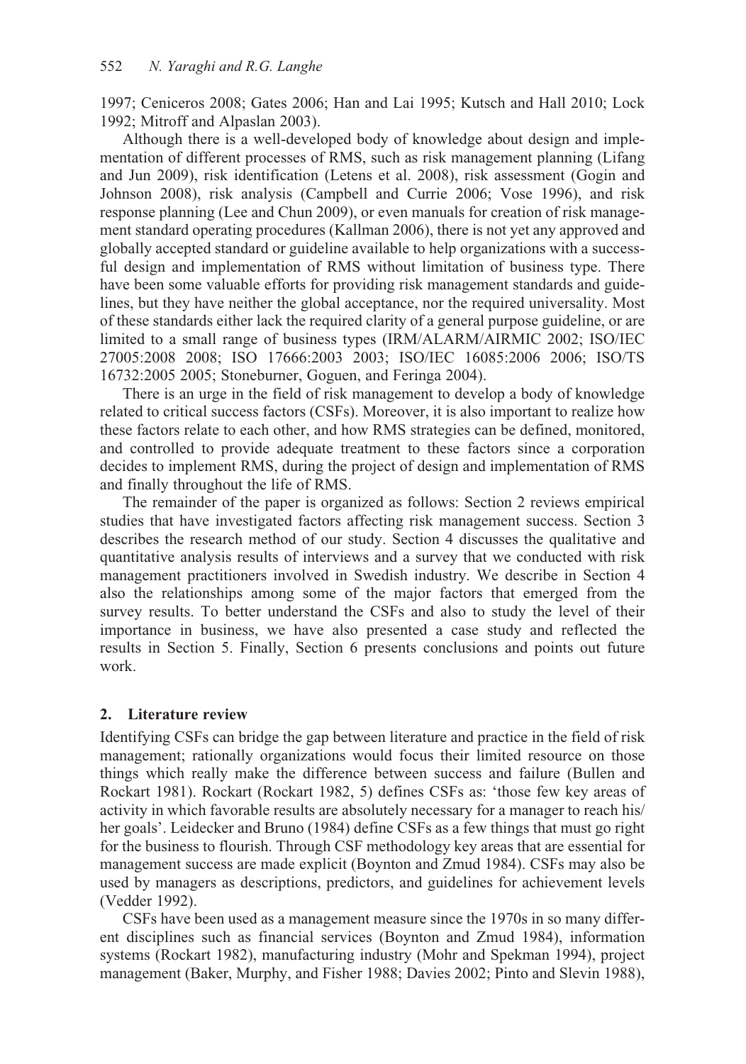1997; Ceniceros 2008; Gates 2006; Han and Lai 1995; Kutsch and Hall 2010; Lock 1992; Mitroff and Alpaslan 2003).

Although there is a well-developed body of knowledge about design and implementation of different processes of RMS, such as risk management planning (Lifang and Jun 2009), risk identification (Letens et al. 2008), risk assessment (Gogin and Johnson 2008), risk analysis (Campbell and Currie 2006; Vose 1996), and risk response planning (Lee and Chun 2009), or even manuals for creation of risk management standard operating procedures (Kallman 2006), there is not yet any approved and globally accepted standard or guideline available to help organizations with a successful design and implementation of RMS without limitation of business type. There have been some valuable efforts for providing risk management standards and guidelines, but they have neither the global acceptance, nor the required universality. Most of these standards either lack the required clarity of a general purpose guideline, or are limited to a small range of business types (IRM/ALARM/AIRMIC 2002; ISO/IEC 27005:2008 2008; ISO 17666:2003 2003; ISO/IEC 16085:2006 2006; ISO/TS 16732:2005 2005; Stoneburner, Goguen, and Feringa 2004).

There is an urge in the field of risk management to develop a body of knowledge related to critical success factors (CSFs). Moreover, it is also important to realize how these factors relate to each other, and how RMS strategies can be defined, monitored, and controlled to provide adequate treatment to these factors since a corporation decides to implement RMS, during the project of design and implementation of RMS and finally throughout the life of RMS.

The remainder of the paper is organized as follows: Section 2 reviews empirical studies that have investigated factors affecting risk management success. Section 3 describes the research method of our study. Section 4 discusses the qualitative and quantitative analysis results of interviews and a survey that we conducted with risk management practitioners involved in Swedish industry. We describe in Section 4 also the relationships among some of the major factors that emerged from the survey results. To better understand the CSFs and also to study the level of their importance in business, we have also presented a case study and reflected the results in Section 5. Finally, Section 6 presents conclusions and points out future work.

## 2. Literature review

Identifying CSFs can bridge the gap between literature and practice in the field of risk management; rationally organizations would focus their limited resource on those things which really make the difference between success and failure (Bullen and Rockart 1981). Rockart (Rockart 1982, 5) defines CSFs as: 'those few key areas of activity in which favorable results are absolutely necessary for a manager to reach his/her goals'. Leidecker and Bruno (1984) define CSFs as a few things that must go right for the business to flourish. Through CSF methodology key areas that are essential for management success are made explicit (Boynton and Zmud 1984). CSFs may also be used by managers as descriptions, predictors, and guidelines for achievement levels (Vedder 1992).

CSFs have been used as a management measure since the 1970s in so many different disciplines such as financial services (Boynton and Zmud 1984), information systems (Rockart 1982), manufacturing industry (Mohr and Spekman 1994), project management (Baker, Murphy, and Fisher 1988; Davies 2002; Pinto and Slevin 1988),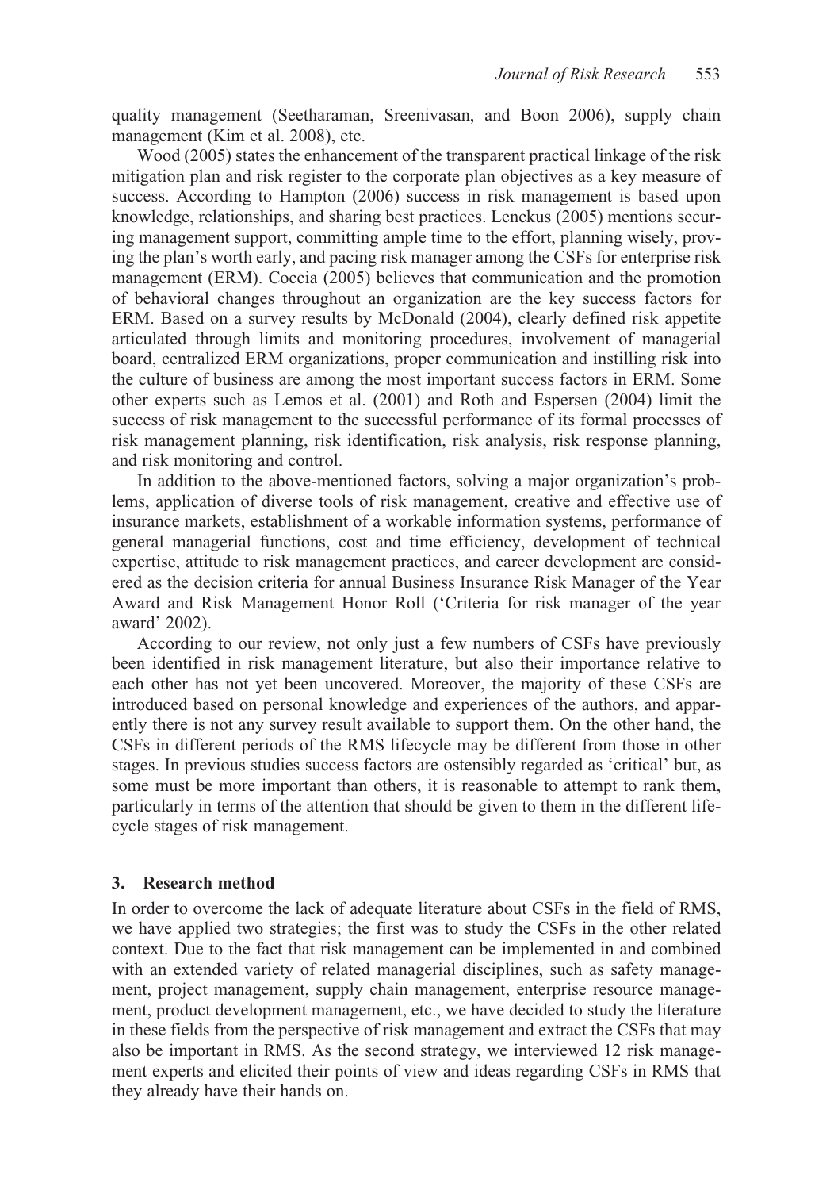quality management (Seetharaman, Sreenivasan, and Boon 2006), supply chain management (Kim et al. 2008), etc.

Wood (2005) states the enhancement of the transparent practical linkage of the risk mitigation plan and risk register to the corporate plan objectives as a key measure of success. According to Hampton (2006) success in risk management is based upon knowledge, relationships, and sharing best practices. Lenckus (2005) mentions securing management support, committing ample time to the effort, planning wisely, proving the plan's worth early, and pacing risk manager among the CSFs for enterprise risk management (ERM). Coccia (2005) believes that communication and the promotion of behavioral changes throughout an organization are the key success factors for ERM. Based on a survey results by McDonald (2004), clearly defined risk appetite articulated through limits and monitoring procedures, involvement of managerial board, centralized ERM organizations, proper communication and instilling risk into the culture of business are among the most important success factors in ERM. Some other experts such as Lemos et al. (2001) and Roth and Espersen (2004) limit the success of risk management to the successful performance of its formal processes of risk management planning, risk identification, risk analysis, risk response planning, and risk monitoring and control.

In addition to the above-mentioned factors, solving a major organization's problems, application of diverse tools of risk management, creative and effective use of insurance markets, establishment of a workable information systems, performance of general managerial functions, cost and time efficiency, development of technical expertise, attitude to risk management practices, and career development are considered as the decision criteria for annual Business Insurance Risk Manager of the Year Award and Risk Management Honor Roll ('Criteria for risk manager of the year award' 2002).

According to our review, not only just a few numbers of CSFs have previously been identified in risk management literature, but also their importance relative to each other has not yet been uncovered. Moreover, the majority of these CSFs are introduced based on personal knowledge and experiences of the authors, and apparently there is not any survey result available to support them. On the other hand, the CSFs in different periods of the RMS lifecycle may be different from those in other stages. In previous studies success factors are ostensibly regarded as 'critical' but, as some must be more important than others, it is reasonable to attempt to rank them, particularly in terms of the attention that should be given to them in the different lifecycle stages of risk management.

## 3. Research method

In order to overcome the lack of adequate literature about CSFs in the field of RMS, we have applied two strategies; the first was to study the CSFs in the other related context. Due to the fact that risk management can be implemented in and combined with an extended variety of related managerial disciplines, such as safety management, project management, supply chain management, enterprise resource management, product development management, etc., we have decided to study the literature in these fields from the perspective of risk management and extract the CSFs that may also be important in RMS. As the second strategy, we interviewed 12 risk management experts and elicited their points of view and ideas regarding CSFs in RMS that they already have their hands on.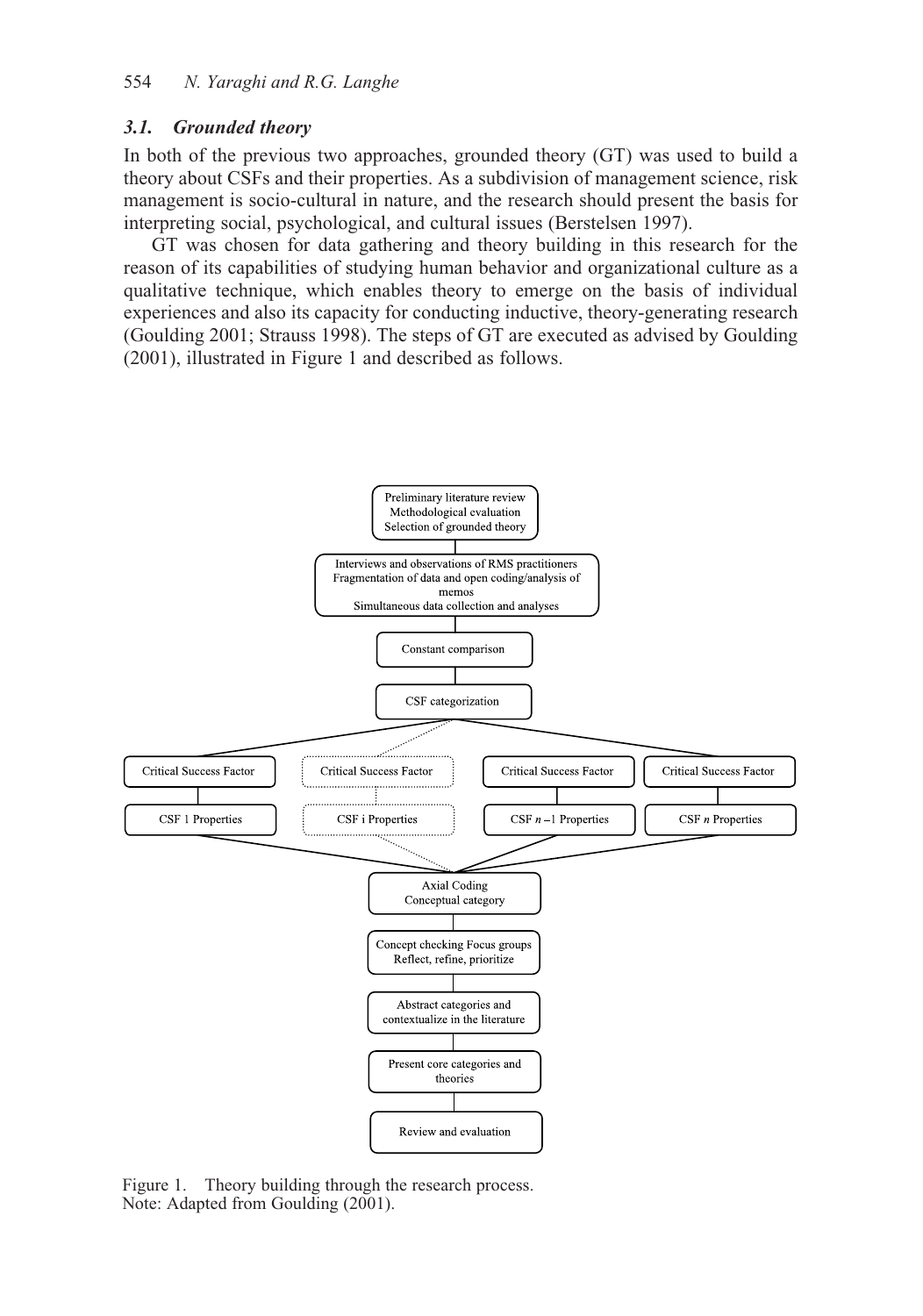### 3.1. Grounded theory

In both of the previous two approaches, grounded theory (GT) was used to build a theory about CSFs and their properties. As a subdivision of management science, risk management is socio-cultural in nature, and the research should present the basis for interpreting social, psychological, and cultural issues (Berstelsen 1997).

GT was chosen for data gathering and theory building in this research for the reason of its capabilities of studying human behavior and organizational culture as a qualitative technique, which enables theory to emerge on the basis of individual experiences and also its capacity for conducting inductive, theory-generating research (Goulding 2001; Strauss 1998). The steps of GT are executed as advised by Goulding (2001), illustrated in Figure 1 and described as follows.

Preliminary literature review
Methodological evaluation
Selection of grounded theory

Interviews and observations of RMS practitioners
Fragmentation of data and open coding/analysis of memos
Simultaneous data collection and analyses

Constant comparison

CSF categorization

Critical Success Factor | Critical Success Factor | Critical Success Factor | Critical Success Factor

CSF 1 Properties | CSF i Properties | CSF $n-1$ Properties | CSF $n$ Properties

Axial Coding
Conceptual category

Concept checking Focus groups
Reflect, refine, prioritize

Abstract categories and contextualize in the literature

Present core categories and theories

Review and evaluation

Figure 1. Theory building through the research process.
Note: Adapted from Goulding (2001).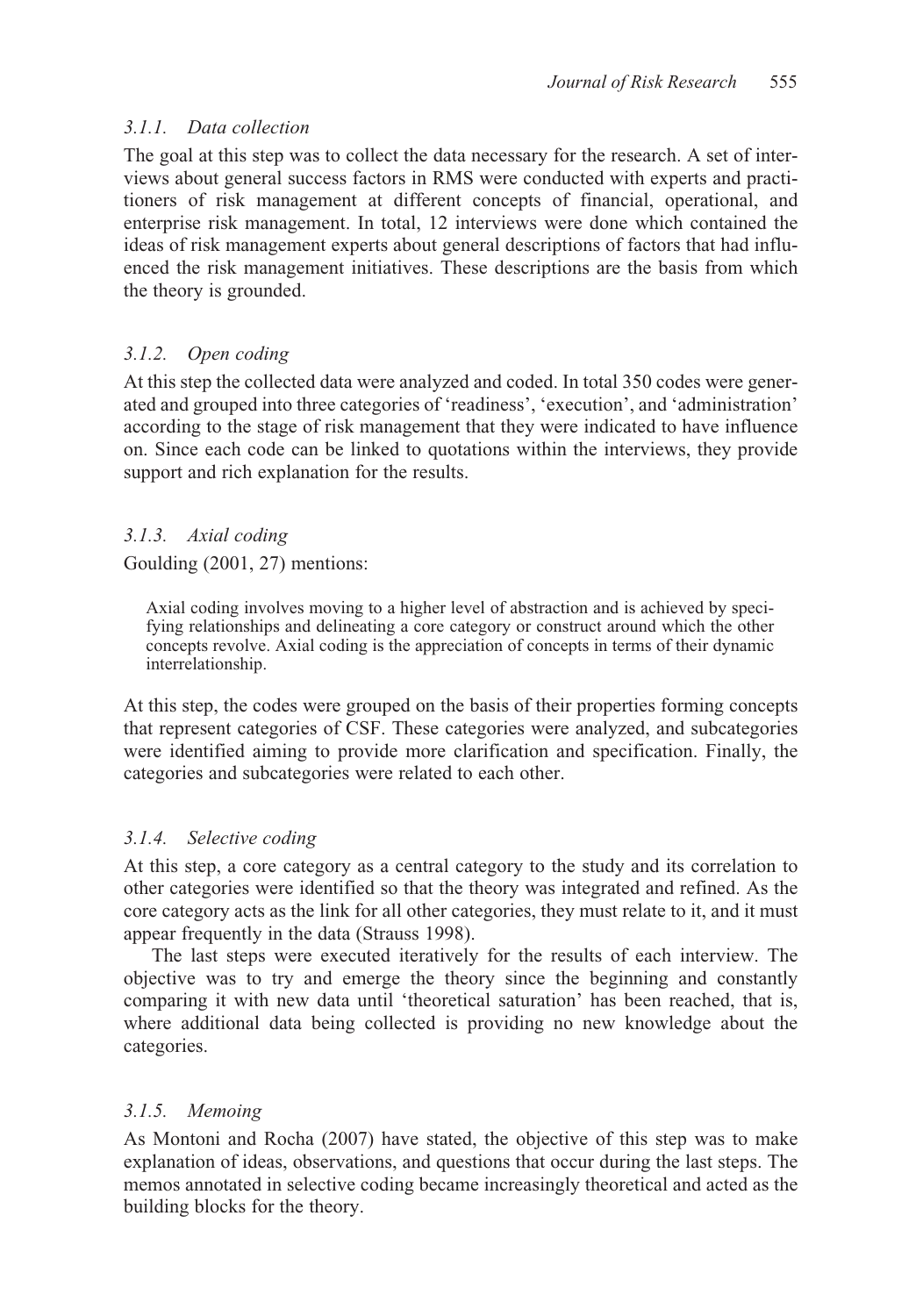#### *3.1.1. Data collection*

The goal at this step was to collect the data necessary for the research. A set of interviews about general success factors in RMS were conducted with experts and practitioners of risk management at different concepts of financial, operational, and enterprise risk management. In total, 12 interviews were done which contained the ideas of risk management experts about general descriptions of factors that had influenced the risk management initiatives. These descriptions are the basis from which the theory is grounded.

#### *3.1.2. Open coding*

At this step the collected data were analyzed and coded. In total 350 codes were generated and grouped into three categories of 'readiness', 'execution', and 'administration' according to the stage of risk management that they were indicated to have influence on. Since each code can be linked to quotations within the interviews, they provide support and rich explanation for the results.

#### *3.1.3. Axial coding*

Goulding (2001, 27) mentions:

> Axial coding involves moving to a higher level of abstraction and is achieved by specifying relationships and delineating a core category or construct around which the other concepts revolve. Axial coding is the appreciation of concepts in terms of their dynamic interrelationship.

At this step, the codes were grouped on the basis of their properties forming concepts that represent categories of CSF. These categories were analyzed, and subcategories were identified aiming to provide more clarification and specification. Finally, the categories and subcategories were related to each other.

#### *3.1.4. Selective coding*

At this step, a core category as a central category to the study and its correlation to other categories were identified so that the theory was integrated and refined. As the core category acts as the link for all other categories, they must relate to it, and it must appear frequently in the data (Strauss 1998).

The last steps were executed iteratively for the results of each interview. The objective was to try and emerge the theory since the beginning and constantly comparing it with new data until 'theoretical saturation' has been reached, that is, where additional data being collected is providing no new knowledge about the categories.

#### *3.1.5. Memoing*

As Montoni and Rocha (2007) have stated, the objective of this step was to make explanation of ideas, observations, and questions that occur during the last steps. The memos annotated in selective coding became increasingly theoretical and acted as the building blocks for the theory.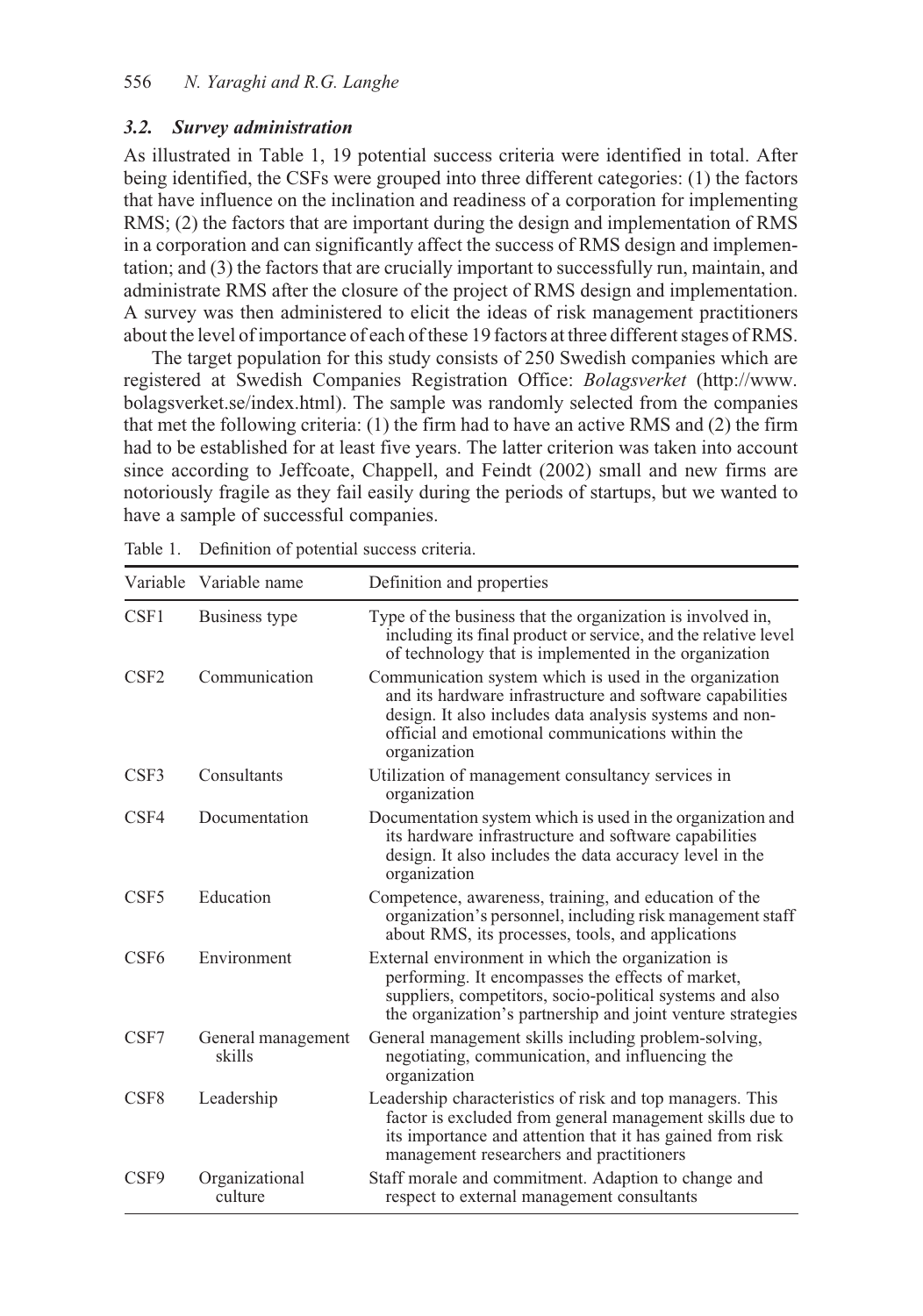### 3.2. Survey administration

As illustrated in Table 1, 19 potential success criteria were identified in total. After being identified, the CSFs were grouped into three different categories: (1) the factors that have influence on the inclination and readiness of a corporation for implementing RMS; (2) the factors that are important during the design and implementation of RMS in a corporation and can significantly affect the success of RMS design and implementation; and (3) the factors that are crucially important to successfully run, maintain, and administrate RMS after the closure of the project of RMS design and implementation. A survey was then administered to elicit the ideas of risk management practitioners about the level of importance of each of these 19 factors at three different stages of RMS.

The target population for this study consists of 250 Swedish companies which are registered at Swedish Companies Registration Office: *Bolagsverket* (http://www.bolagsverket.se/index.html). The sample was randomly selected from the companies that met the following criteria: (1) the firm had to have an active RMS and (2) the firm had to be established for at least five years. The latter criterion was taken into account since according to Jeffcoate, Chappell, and Feindt (2002) small and new firms are notoriously fragile as they fail easily during the periods of startups, but we wanted to have a sample of successful companies.

Table 1. Definition of potential success criteria.

| Variable | Variable name | Definition and properties |
|---|---|---|
| CSF1 | Business type | Type of the business that the organization is involved in, including its final product or service, and the relative level of technology that is implemented in the organization |
| CSF2 | Communication | Communication system which is used in the organization and its hardware infrastructure and software capabilities design. It also includes data analysis systems and non-official and emotional communications within the organization |
| CSF3 | Consultants | Utilization of management consultancy services in organization |
| CSF4 | Documentation | Documentation system which is used in the organization and its hardware infrastructure and software capabilities design. It also includes the data accuracy level in the organization |
| CSF5 | Education | Competence, awareness, training, and education of the organization's personnel, including risk management staff about RMS, its processes, tools, and applications |
| CSF6 | Environment | External environment in which the organization is performing. It encompasses the effects of market, suppliers, competitors, socio-political systems and also the organization's partnership and joint venture strategies |
| CSF7 | General management skills | General management skills including problem-solving, negotiating, communication, and influencing the organization |
| CSF8 | Leadership | Leadership characteristics of risk and top managers. This factor is excluded from general management skills due to its importance and attention that it has gained from risk management researchers and practitioners |
| CSF9 | Organizational culture | Staff morale and commitment. Adaption to change and respect to external management consultants |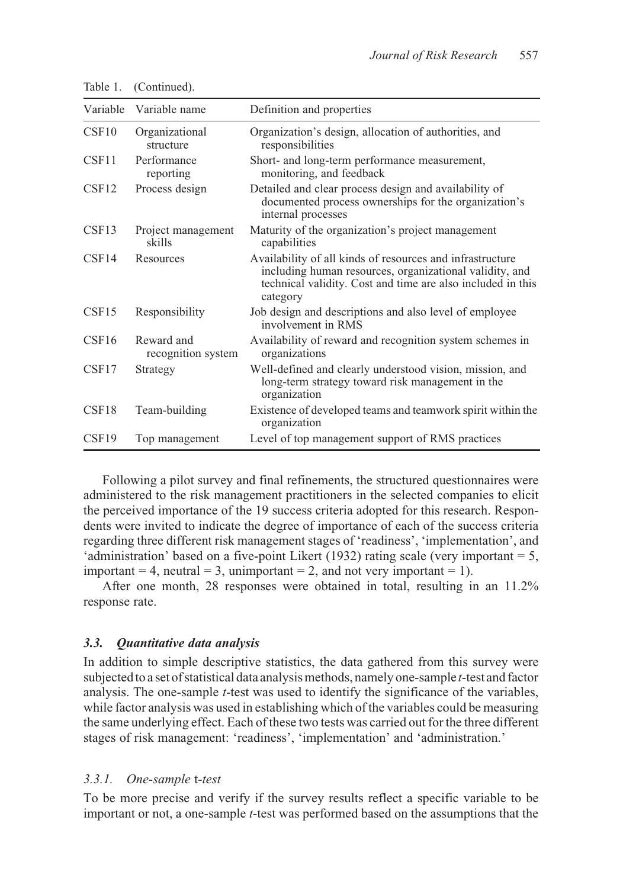Table 1. (Continued).

| Variable | Variable name | Definition and properties |
|---|---|---|
| CSF10 | Organizational structure | Organization's design, allocation of authorities, and responsibilities |
| CSF11 | Performance reporting | Short- and long-term performance measurement, monitoring, and feedback |
| CSF12 | Process design | Detailed and clear process design and availability of documented process ownerships for the organization's internal processes |
| CSF13 | Project management skills | Maturity of the organization's project management capabilities |
| CSF14 | Resources | Availability of all kinds of resources and infrastructure including human resources, organizational validity, and technical validity. Cost and time are also included in this category |
| CSF15 | Responsibility | Job design and descriptions and also level of employee involvement in RMS |
| CSF16 | Reward and recognition system | Availability of reward and recognition system schemes in organizations |
| CSF17 | Strategy | Well-defined and clearly understood vision, mission, and long-term strategy toward risk management in the organization |
| CSF18 | Team-building | Existence of developed teams and teamwork spirit within the organization |
| CSF19 | Top management | Level of top management support of RMS practices |

Following a pilot survey and final refinements, the structured questionnaires were administered to the risk management practitioners in the selected companies to elicit the perceived importance of the 19 success criteria adopted for this research. Respondents were invited to indicate the degree of importance of each of the success criteria regarding three different risk management stages of 'readiness', 'implementation', and 'administration' based on a five-point Likert (1932) rating scale (very important = 5, important = 4, neutral = 3, unimportant = 2, and not very important = 1).

After one month, 28 responses were obtained in total, resulting in an 11.2% response rate.

### 3.3. Quantitative data analysis

In addition to simple descriptive statistics, the data gathered from this survey were subjected to a set of statistical data analysis methods, namely one-sample *t*-test and factor analysis. The one-sample *t*-test was used to identify the significance of the variables, while factor analysis was used in establishing which of the variables could be measuring the same underlying effect. Each of these two tests was carried out for the three different stages of risk management: 'readiness', 'implementation' and 'administration.'

#### 3.3.1. One-sample t-test

To be more precise and verify if the survey results reflect a specific variable to be important or not, a one-sample *t*-test was performed based on the assumptions that the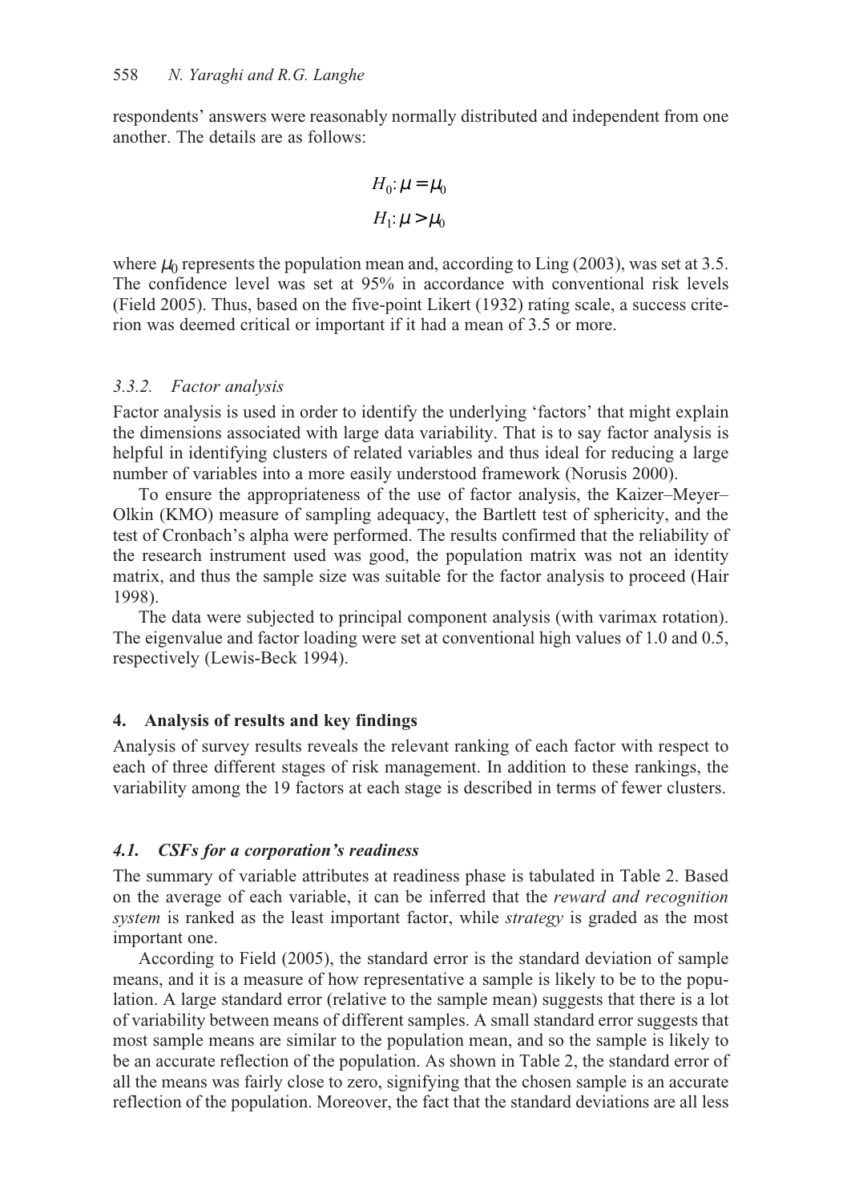respondents' answers were reasonably normally distributed and independent from one another. The details are as follows:

$$H_0: \mu = \mu_0$$

$$H_1: \mu > \mu_0$$

where $\mu_0$ represents the population mean and, according to Ling (2003), was set at 3.5. The confidence level was set at 95% in accordance with conventional risk levels (Field 2005). Thus, based on the five-point Likert (1932) rating scale, a success criterion was deemed critical or important if it had a mean of 3.5 or more.

### *3.3.2. Factor analysis*

Factor analysis is used in order to identify the underlying 'factors' that might explain the dimensions associated with large data variability. That is to say factor analysis is helpful in identifying clusters of related variables and thus ideal for reducing a large number of variables into a more easily understood framework (Norusis 2000).

To ensure the appropriateness of the use of factor analysis, the Kaizer–Meyer–Olkin (KMO) measure of sampling adequacy, the Bartlett test of sphericity, and the test of Cronbach's alpha were performed. The results confirmed that the reliability of the research instrument used was good, the population matrix was not an identity matrix, and thus the sample size was suitable for the factor analysis to proceed (Hair 1998).

The data were subjected to principal component analysis (with varimax rotation). The eigenvalue and factor loading were set at conventional high values of 1.0 and 0.5, respectively (Lewis-Beck 1994).

## 4. Analysis of results and key findings

Analysis of survey results reveals the relevant ranking of each factor with respect to each of three different stages of risk management. In addition to these rankings, the variability among the 19 factors at each stage is described in terms of fewer clusters.

### *4.1. CSFs for a corporation's readiness*

The summary of variable attributes at readiness phase is tabulated in Table 2. Based on the average of each variable, it can be inferred that the *reward and recognition system* is ranked as the least important factor, while *strategy* is graded as the most important one.

According to Field (2005), the standard error is the standard deviation of sample means, and it is a measure of how representative a sample is likely to be to the population. A large standard error (relative to the sample mean) suggests that there is a lot of variability between means of different samples. A small standard error suggests that most sample means are similar to the population mean, and so the sample is likely to be an accurate reflection of the population. As shown in Table 2, the standard error of all the means was fairly close to zero, signifying that the chosen sample is an accurate reflection of the population. Moreover, the fact that the standard deviations are all less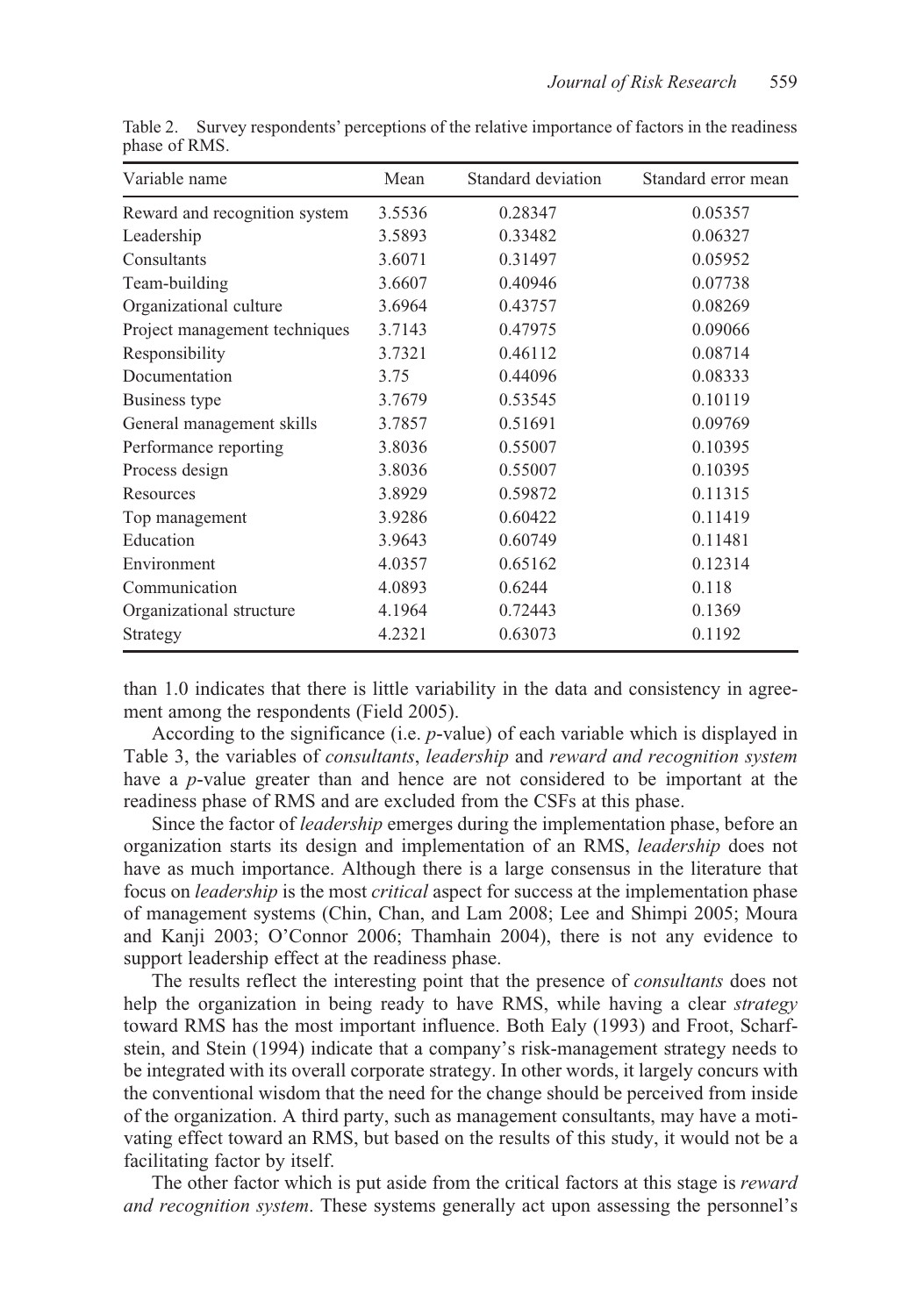Table 2. Survey respondents' perceptions of the relative importance of factors in the readiness phase of RMS.

| Variable name | Mean | Standard deviation | Standard error mean |
|---|---|---|---|
| Reward and recognition system | 3.5536 | 0.28347 | 0.05357 |
| Leadership | 3.5893 | 0.33482 | 0.06327 |
| Consultants | 3.6071 | 0.31497 | 0.05952 |
| Team-building | 3.6607 | 0.40946 | 0.07738 |
| Organizational culture | 3.6964 | 0.43757 | 0.08269 |
| Project management techniques | 3.7143 | 0.47975 | 0.09066 |
| Responsibility | 3.7321 | 0.46112 | 0.08714 |
| Documentation | 3.75 | 0.44096 | 0.08333 |
| Business type | 3.7679 | 0.53545 | 0.10119 |
| General management skills | 3.7857 | 0.51691 | 0.09769 |
| Performance reporting | 3.8036 | 0.55007 | 0.10395 |
| Process design | 3.8036 | 0.55007 | 0.10395 |
| Resources | 3.8929 | 0.59872 | 0.11315 |
| Top management | 3.9286 | 0.60422 | 0.11419 |
| Education | 3.9643 | 0.60749 | 0.11481 |
| Environment | 4.0357 | 0.65162 | 0.12314 |
| Communication | 4.0893 | 0.6244 | 0.118 |
| Organizational structure | 4.1964 | 0.72443 | 0.1369 |
| Strategy | 4.2321 | 0.63073 | 0.1192 |

than 1.0 indicates that there is little variability in the data and consistency in agreement among the respondents (Field 2005).

According to the significance (i.e. *p*-value) of each variable which is displayed in Table 3, the variables of *consultants*, *leadership* and *reward and recognition system* have a *p*-value greater than and hence are not considered to be important at the readiness phase of RMS and are excluded from the CSFs at this phase.

Since the factor of *leadership* emerges during the implementation phase, before an organization starts its design and implementation of an RMS, *leadership* does not have as much importance. Although there is a large consensus in the literature that focus on *leadership* is the most *critical* aspect for success at the implementation phase of management systems (Chin, Chan, and Lam 2008; Lee and Shimpi 2005; Moura and Kanji 2003; O'Connor 2006; Thamhain 2004), there is not any evidence to support leadership effect at the readiness phase.

The results reflect the interesting point that the presence of *consultants* does not help the organization in being ready to have RMS, while having a clear *strategy* toward RMS has the most important influence. Both Ealy (1993) and Froot, Scharfstein, and Stein (1994) indicate that a company's risk-management strategy needs to be integrated with its overall corporate strategy. In other words, it largely concurs with the conventional wisdom that the need for the change should be perceived from inside of the organization. A third party, such as management consultants, may have a motivating effect toward an RMS, but based on the results of this study, it would not be a facilitating factor by itself.

The other factor which is put aside from the critical factors at this stage is *reward and recognition system*. These systems generally act upon assessing the personnel's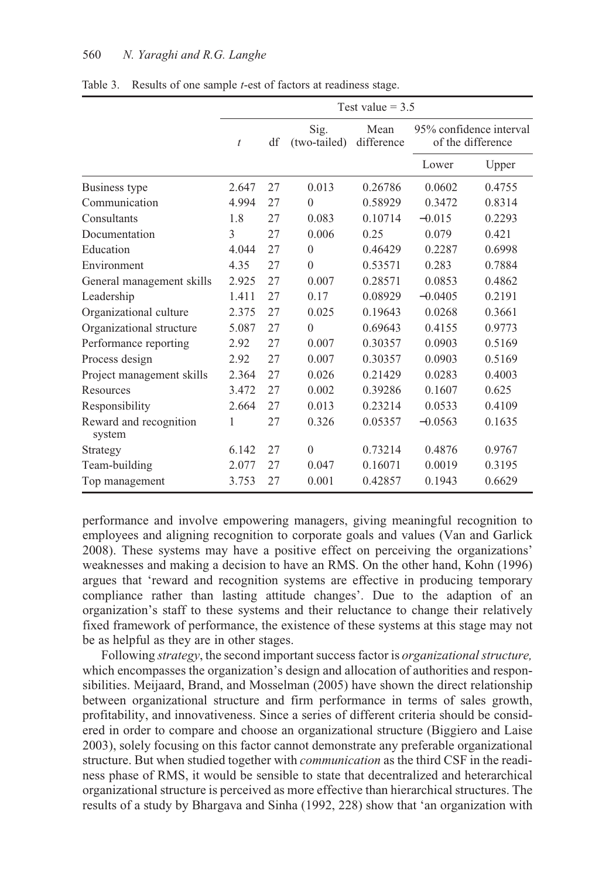Table 3. Results of one sample *t*-est of factors at readiness stage.

| | Test value = 3.5 | | | | | |
|---|---|---|---|---|---|---|
| | *t* | df | Sig. (two-tailed) | Mean difference | 95% confidence interval of the difference | |
| | | | | | Lower | Upper |
| Business type | 2.647 | 27 | 0.013 | 0.26786 | 0.0602 | 0.4755 |
| Communication | 4.994 | 27 | 0 | 0.58929 | 0.3472 | 0.8314 |
| Consultants | 1.8 | 27 | 0.083 | 0.10714 | −0.015 | 0.2293 |
| Documentation | 3 | 27 | 0.006 | 0.25 | 0.079 | 0.421 |
| Education | 4.044 | 27 | 0 | 0.46429 | 0.2287 | 0.6998 |
| Environment | 4.35 | 27 | 0 | 0.53571 | 0.283 | 0.7884 |
| General management skills | 2.925 | 27 | 0.007 | 0.28571 | 0.0853 | 0.4862 |
| Leadership | 1.411 | 27 | 0.17 | 0.08929 | −0.0405 | 0.2191 |
| Organizational culture | 2.375 | 27 | 0.025 | 0.19643 | 0.0268 | 0.3661 |
| Organizational structure | 5.087 | 27 | 0 | 0.69643 | 0.4155 | 0.9773 |
| Performance reporting | 2.92 | 27 | 0.007 | 0.30357 | 0.0903 | 0.5169 |
| Process design | 2.92 | 27 | 0.007 | 0.30357 | 0.0903 | 0.5169 |
| Project management skills | 2.364 | 27 | 0.026 | 0.21429 | 0.0283 | 0.4003 |
| Resources | 3.472 | 27 | 0.002 | 0.39286 | 0.1607 | 0.625 |
| Responsibility | 2.664 | 27 | 0.013 | 0.23214 | 0.0533 | 0.4109 |
| Reward and recognition system | 1 | 27 | 0.326 | 0.05357 | −0.0563 | 0.1635 |
| Strategy | 6.142 | 27 | 0 | 0.73214 | 0.4876 | 0.9767 |
| Team-building | 2.077 | 27 | 0.047 | 0.16071 | 0.0019 | 0.3195 |
| Top management | 3.753 | 27 | 0.001 | 0.42857 | 0.1943 | 0.6629 |

performance and involve empowering managers, giving meaningful recognition to employees and aligning recognition to corporate goals and values (Van and Garlick 2008). These systems may have a positive effect on perceiving the organizations' weaknesses and making a decision to have an RMS. On the other hand, Kohn (1996) argues that 'reward and recognition systems are effective in producing temporary compliance rather than lasting attitude changes'. Due to the adaption of an organization's staff to these systems and their reluctance to change their relatively fixed framework of performance, the existence of these systems at this stage may not be as helpful as they are in other stages.

Following *strategy*, the second important success factor is *organizational structure,* which encompasses the organization's design and allocation of authorities and responsibilities. Meijaard, Brand, and Mosselman (2005) have shown the direct relationship between organizational structure and firm performance in terms of sales growth, profitability, and innovativeness. Since a series of different criteria should be considered in order to compare and choose an organizational structure (Biggiero and Laise 2003), solely focusing on this factor cannot demonstrate any preferable organizational structure. But when studied together with *communication* as the third CSF in the readiness phase of RMS, it would be sensible to state that decentralized and heterarchical organizational structure is perceived as more effective than hierarchical structures. The results of a study by Bhargava and Sinha (1992, 228) show that 'an organization with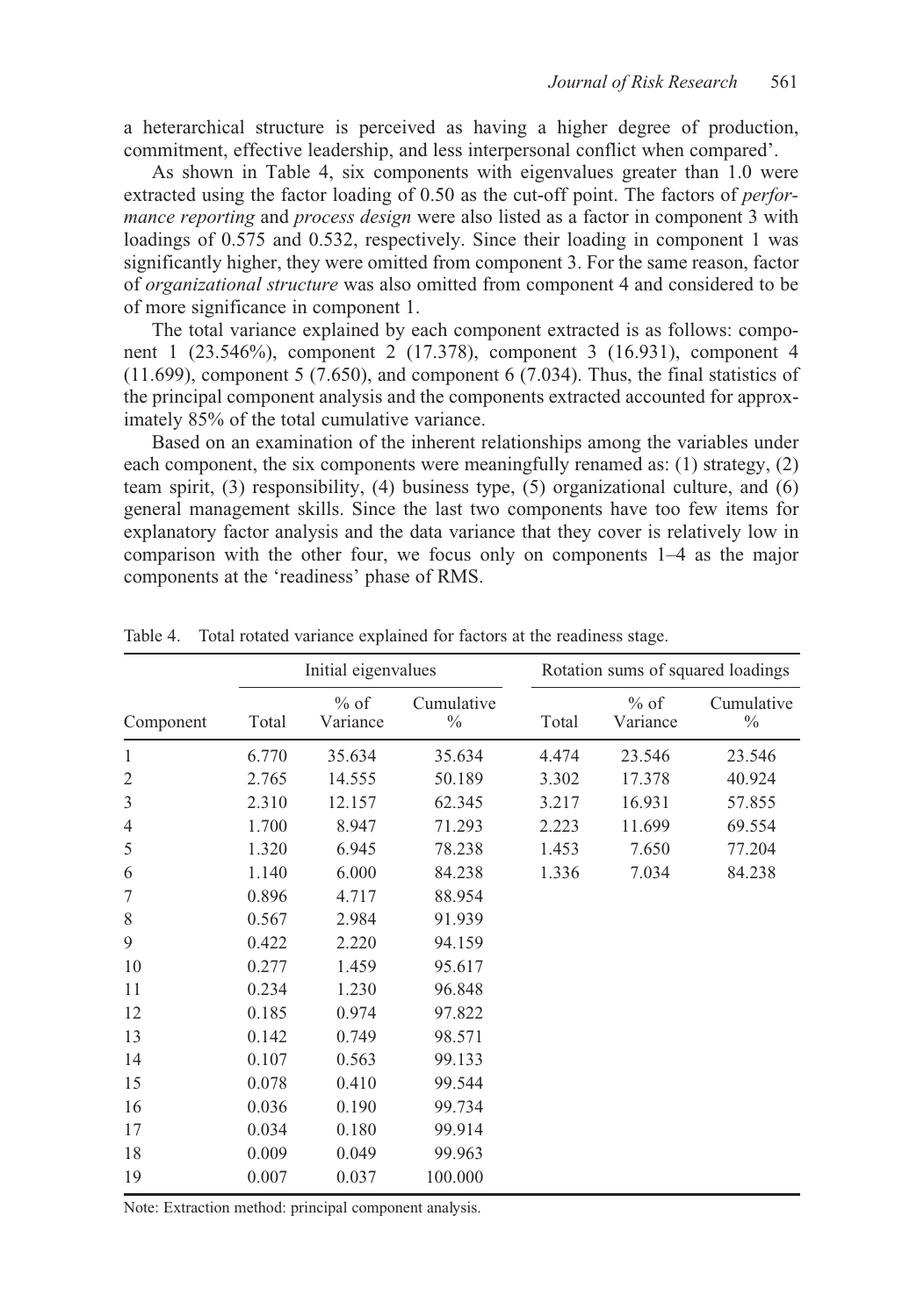a heterarchical structure is perceived as having a higher degree of production, commitment, effective leadership, and less interpersonal conflict when compared'.

As shown in Table 4, six components with eigenvalues greater than 1.0 were extracted using the factor loading of 0.50 as the cut-off point. The factors of *performance reporting* and *process design* were also listed as a factor in component 3 with loadings of 0.575 and 0.532, respectively. Since their loading in component 1 was significantly higher, they were omitted from component 3. For the same reason, factor of *organizational structure* was also omitted from component 4 and considered to be of more significance in component 1.

The total variance explained by each component extracted is as follows: component 1 (23.546%), component 2 (17.378), component 3 (16.931), component 4 (11.699), component 5 (7.650), and component 6 (7.034). Thus, the final statistics of the principal component analysis and the components extracted accounted for approximately 85% of the total cumulative variance.

Based on an examination of the inherent relationships among the variables under each component, the six components were meaningfully renamed as: (1) strategy, (2) team spirit, (3) responsibility, (4) business type, (5) organizational culture, and (6) general management skills. Since the last two components have too few items for explanatory factor analysis and the data variance that they cover is relatively low in comparison with the other four, we focus only on components 1–4 as the major components at the 'readiness' phase of RMS.

Table 4. Total rotated variance explained for factors at the readiness stage.

| | Initial eigenvalues | | | Rotation sums of squared loadings | | |
|---|---|---|---|---|---|---|
| Component | Total | % of Variance | Cumulative % | Total | % of Variance | Cumulative % |
| 1 | 6.770 | 35.634 | 35.634 | 4.474 | 23.546 | 23.546 |
| 2 | 2.765 | 14.555 | 50.189 | 3.302 | 17.378 | 40.924 |
| 3 | 2.310 | 12.157 | 62.345 | 3.217 | 16.931 | 57.855 |
| 4 | 1.700 | 8.947 | 71.293 | 2.223 | 11.699 | 69.554 |
| 5 | 1.320 | 6.945 | 78.238 | 1.453 | 7.650 | 77.204 |
| 6 | 1.140 | 6.000 | 84.238 | 1.336 | 7.034 | 84.238 |
| 7 | 0.896 | 4.717 | 88.954 | | | |
| 8 | 0.567 | 2.984 | 91.939 | | | |
| 9 | 0.422 | 2.220 | 94.159 | | | |
| 10 | 0.277 | 1.459 | 95.617 | | | |
| 11 | 0.234 | 1.230 | 96.848 | | | |
| 12 | 0.185 | 0.974 | 97.822 | | | |
| 13 | 0.142 | 0.749 | 98.571 | | | |
| 14 | 0.107 | 0.563 | 99.133 | | | |
| 15 | 0.078 | 0.410 | 99.544 | | | |
| 16 | 0.036 | 0.190 | 99.734 | | | |
| 17 | 0.034 | 0.180 | 99.914 | | | |
| 18 | 0.009 | 0.049 | 99.963 | | | |
| 19 | 0.007 | 0.037 | 100.000 | | | |

Note: Extraction method: principal component analysis.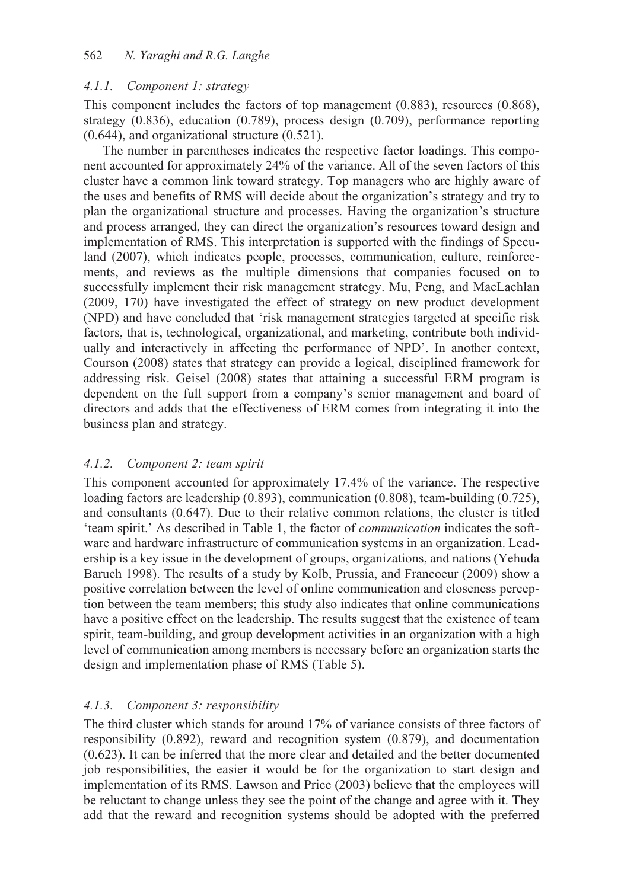#### 4.1.1. Component 1: strategy

This component includes the factors of top management (0.883), resources (0.868), strategy (0.836), education (0.789), process design (0.709), performance reporting (0.644), and organizational structure (0.521).

The number in parentheses indicates the respective factor loadings. This component accounted for approximately 24% of the variance. All of the seven factors of this cluster have a common link toward strategy. Top managers who are highly aware of the uses and benefits of RMS will decide about the organization's strategy and try to plan the organizational structure and processes. Having the organization's structure and process arranged, they can direct the organization's resources toward design and implementation of RMS. This interpretation is supported with the findings of Speculand (2007), which indicates people, processes, communication, culture, reinforcements, and reviews as the multiple dimensions that companies focused on to successfully implement their risk management strategy. Mu, Peng, and MacLachlan (2009, 170) have investigated the effect of strategy on new product development (NPD) and have concluded that 'risk management strategies targeted at specific risk factors, that is, technological, organizational, and marketing, contribute both individually and interactively in affecting the performance of NPD'. In another context, Courson (2008) states that strategy can provide a logical, disciplined framework for addressing risk. Geisel (2008) states that attaining a successful ERM program is dependent on the full support from a company's senior management and board of directors and adds that the effectiveness of ERM comes from integrating it into the business plan and strategy.

#### 4.1.2. Component 2: team spirit

This component accounted for approximately 17.4% of the variance. The respective loading factors are leadership (0.893), communication (0.808), team-building (0.725), and consultants (0.647). Due to their relative common relations, the cluster is titled 'team spirit.' As described in Table 1, the factor of *communication* indicates the software and hardware infrastructure of communication systems in an organization. Leadership is a key issue in the development of groups, organizations, and nations (Yehuda Baruch 1998). The results of a study by Kolb, Prussia, and Francoeur (2009) show a positive correlation between the level of online communication and closeness perception between the team members; this study also indicates that online communications have a positive effect on the leadership. The results suggest that the existence of team spirit, team-building, and group development activities in an organization with a high level of communication among members is necessary before an organization starts the design and implementation phase of RMS (Table 5).

#### 4.1.3. Component 3: responsibility

The third cluster which stands for around 17% of variance consists of three factors of responsibility (0.892), reward and recognition system (0.879), and documentation (0.623). It can be inferred that the more clear and detailed and the better documented job responsibilities, the easier it would be for the organization to start design and implementation of its RMS. Lawson and Price (2003) believe that the employees will be reluctant to change unless they see the point of the change and agree with it. They add that the reward and recognition systems should be adopted with the preferred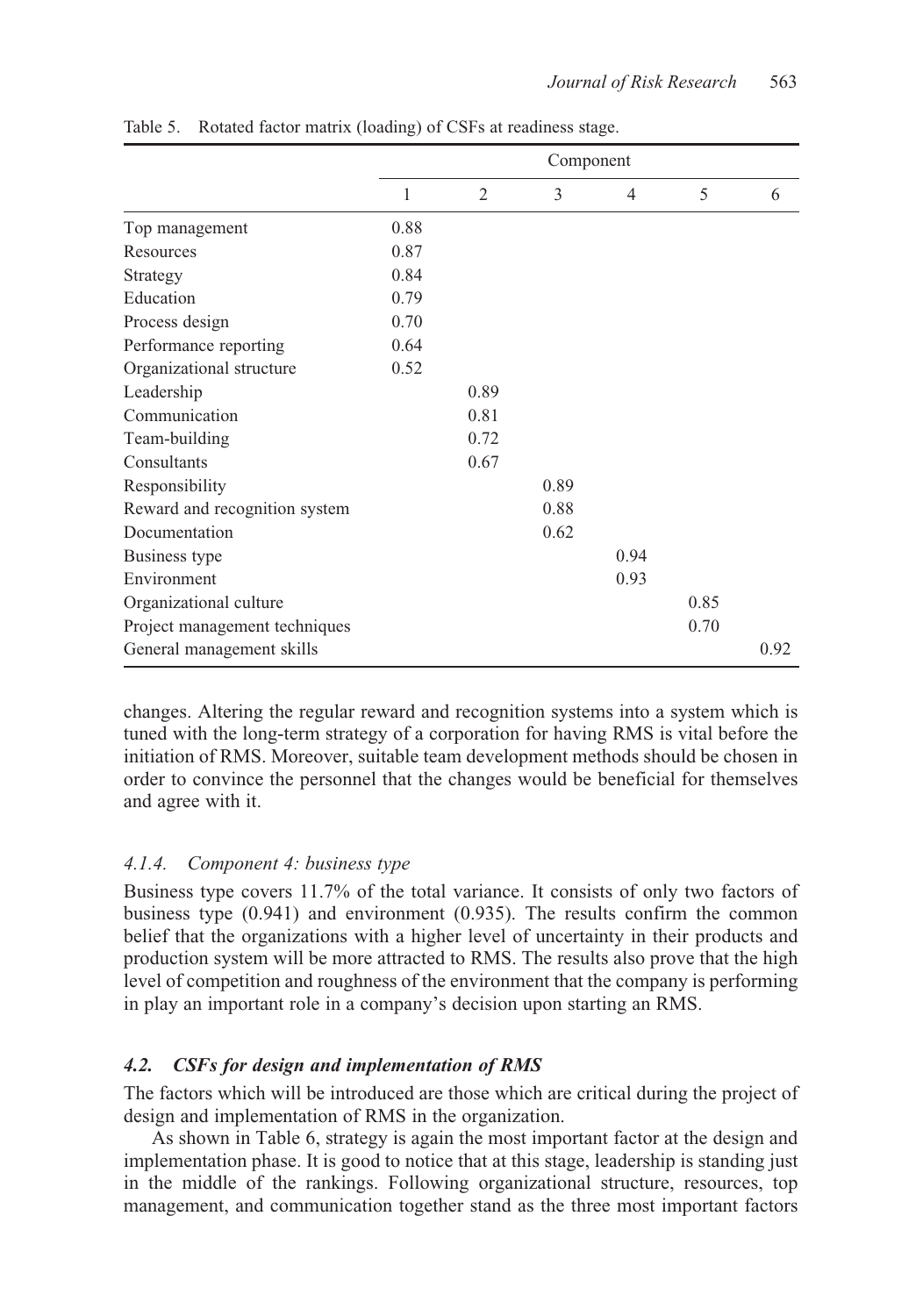Table 5. Rotated factor matrix (loading) of CSFs at readiness stage.

| | Component | | | | | |
|---|---|---|---|---|---|---|
| | 1 | 2 | 3 | 4 | 5 | 6 |
| Top management | 0.88 | | | | | |
| Resources | 0.87 | | | | | |
| Strategy | 0.84 | | | | | |
| Education | 0.79 | | | | | |
| Process design | 0.70 | | | | | |
| Performance reporting | 0.64 | | | | | |
| Organizational structure | 0.52 | | | | | |
| Leadership | | 0.89 | | | | |
| Communication | | 0.81 | | | | |
| Team-building | | 0.72 | | | | |
| Consultants | | 0.67 | | | | |
| Responsibility | | | 0.89 | | | |
| Reward and recognition system | | | 0.88 | | | |
| Documentation | | | 0.62 | | | |
| Business type | | | | 0.94 | | |
| Environment | | | | 0.93 | | |
| Organizational culture | | | | | 0.85 | |
| Project management techniques | | | | | 0.70 | |
| General management skills | | | | | | 0.92 |

changes. Altering the regular reward and recognition systems into a system which is tuned with the long-term strategy of a corporation for having RMS is vital before the initiation of RMS. Moreover, suitable team development methods should be chosen in order to convince the personnel that the changes would be beneficial for themselves and agree with it.

#### *4.1.4. Component 4: business type*

Business type covers 11.7% of the total variance. It consists of only two factors of business type (0.941) and environment (0.935). The results confirm the common belief that the organizations with a higher level of uncertainty in their products and production system will be more attracted to RMS. The results also prove that the high level of competition and roughness of the environment that the company is performing in play an important role in a company's decision upon starting an RMS.

### *4.2. CSFs for design and implementation of RMS*

The factors which will be introduced are those which are critical during the project of design and implementation of RMS in the organization.

As shown in Table 6, strategy is again the most important factor at the design and implementation phase. It is good to notice that at this stage, leadership is standing just in the middle of the rankings. Following organizational structure, resources, top management, and communication together stand as the three most important factors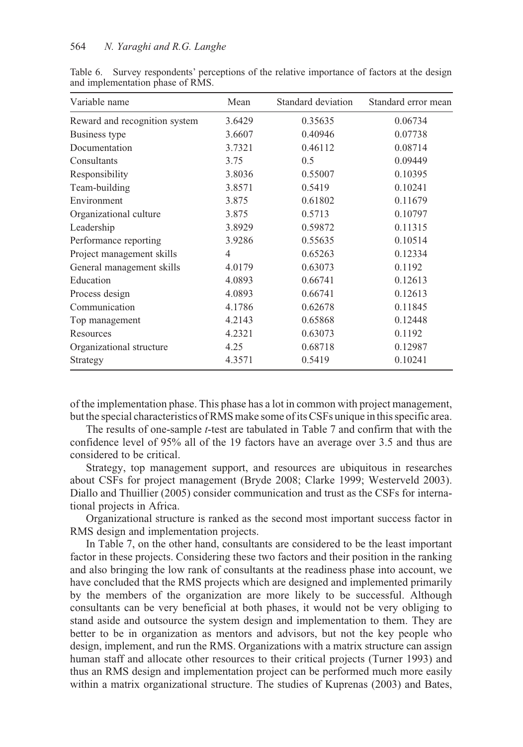Table 6. Survey respondents' perceptions of the relative importance of factors at the design and implementation phase of RMS.

| Variable name | Mean | Standard deviation | Standard error mean |
|---|---|---|---|
| Reward and recognition system | 3.6429 | 0.35635 | 0.06734 |
| Business type | 3.6607 | 0.40946 | 0.07738 |
| Documentation | 3.7321 | 0.46112 | 0.08714 |
| Consultants | 3.75 | 0.5 | 0.09449 |
| Responsibility | 3.8036 | 0.55007 | 0.10395 |
| Team-building | 3.8571 | 0.5419 | 0.10241 |
| Environment | 3.875 | 0.61802 | 0.11679 |
| Organizational culture | 3.875 | 0.5713 | 0.10797 |
| Leadership | 3.8929 | 0.59872 | 0.11315 |
| Performance reporting | 3.9286 | 0.55635 | 0.10514 |
| Project management skills | 4 | 0.65263 | 0.12334 |
| General management skills | 4.0179 | 0.63073 | 0.1192 |
| Education | 4.0893 | 0.66741 | 0.12613 |
| Process design | 4.0893 | 0.66741 | 0.12613 |
| Communication | 4.1786 | 0.62678 | 0.11845 |
| Top management | 4.2143 | 0.65868 | 0.12448 |
| Resources | 4.2321 | 0.63073 | 0.1192 |
| Organizational structure | 4.25 | 0.68718 | 0.12987 |
| Strategy | 4.3571 | 0.5419 | 0.10241 |

of the implementation phase. This phase has a lot in common with project management, but the special characteristics of RMS make some of its CSFs unique in this specific area.

The results of one-sample *t*-test are tabulated in Table 7 and confirm that with the confidence level of 95% all of the 19 factors have an average over 3.5 and thus are considered to be critical.

Strategy, top management support, and resources are ubiquitous in researches about CSFs for project management (Bryde 2008; Clarke 1999; Westerveld 2003). Diallo and Thuillier (2005) consider communication and trust as the CSFs for international projects in Africa.

Organizational structure is ranked as the second most important success factor in RMS design and implementation projects.

In Table 7, on the other hand, consultants are considered to be the least important factor in these projects. Considering these two factors and their position in the ranking and also bringing the low rank of consultants at the readiness phase into account, we have concluded that the RMS projects which are designed and implemented primarily by the members of the organization are more likely to be successful. Although consultants can be very beneficial at both phases, it would not be very obliging to stand aside and outsource the system design and implementation to them. They are better to be in organization as mentors and advisors, but not the key people who design, implement, and run the RMS. Organizations with a matrix structure can assign human staff and allocate other resources to their critical projects (Turner 1993) and thus an RMS design and implementation project can be performed much more easily within a matrix organizational structure. The studies of Kuprenas (2003) and Bates,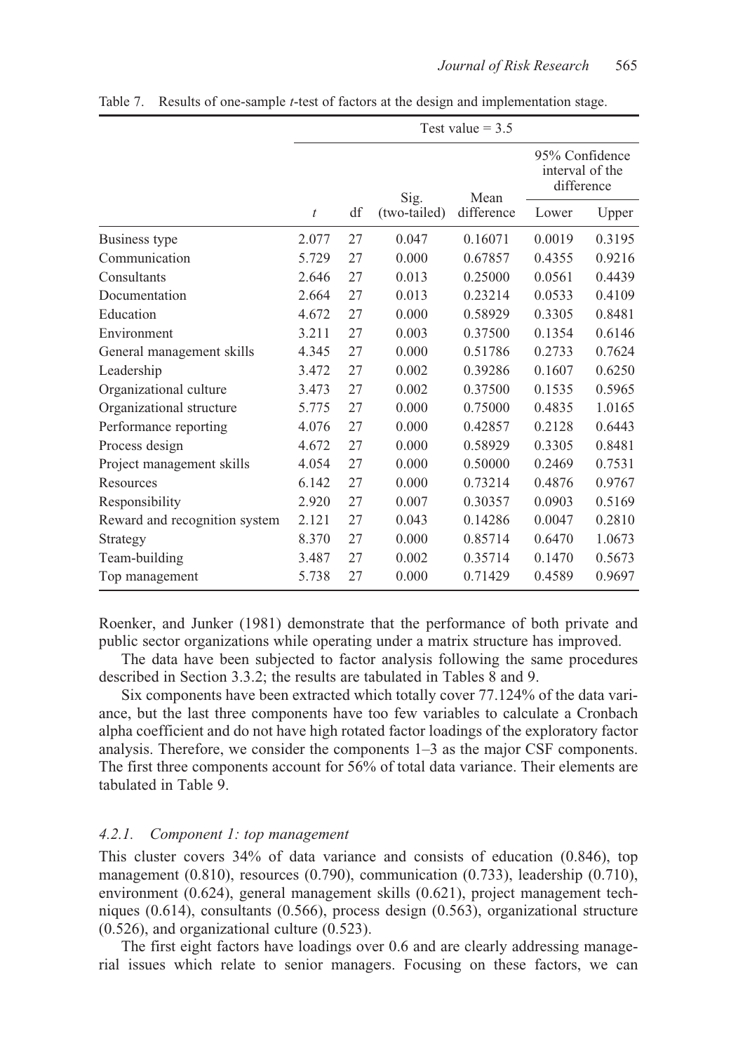Table 7. Results of one-sample *t*-test of factors at the design and implementation stage.

| | Test value = 3.5 | | | | | |
|---|---|---|---|---|---|---|
| | | | | | 95% Confidence interval of the difference | |
| | *t* | df | Sig. (two-tailed) | Mean difference | Lower | Upper |
| Business type | 2.077 | 27 | 0.047 | 0.16071 | 0.0019 | 0.3195 |
| Communication | 5.729 | 27 | 0.000 | 0.67857 | 0.4355 | 0.9216 |
| Consultants | 2.646 | 27 | 0.013 | 0.25000 | 0.0561 | 0.4439 |
| Documentation | 2.664 | 27 | 0.013 | 0.23214 | 0.0533 | 0.4109 |
| Education | 4.672 | 27 | 0.000 | 0.58929 | 0.3305 | 0.8481 |
| Environment | 3.211 | 27 | 0.003 | 0.37500 | 0.1354 | 0.6146 |
| General management skills | 4.345 | 27 | 0.000 | 0.51786 | 0.2733 | 0.7624 |
| Leadership | 3.472 | 27 | 0.002 | 0.39286 | 0.1607 | 0.6250 |
| Organizational culture | 3.473 | 27 | 0.002 | 0.37500 | 0.1535 | 0.5965 |
| Organizational structure | 5.775 | 27 | 0.000 | 0.75000 | 0.4835 | 1.0165 |
| Performance reporting | 4.076 | 27 | 0.000 | 0.42857 | 0.2128 | 0.6443 |
| Process design | 4.672 | 27 | 0.000 | 0.58929 | 0.3305 | 0.8481 |
| Project management skills | 4.054 | 27 | 0.000 | 0.50000 | 0.2469 | 0.7531 |
| Resources | 6.142 | 27 | 0.000 | 0.73214 | 0.4876 | 0.9767 |
| Responsibility | 2.920 | 27 | 0.007 | 0.30357 | 0.0903 | 0.5169 |
| Reward and recognition system | 2.121 | 27 | 0.043 | 0.14286 | 0.0047 | 0.2810 |
| Strategy | 8.370 | 27 | 0.000 | 0.85714 | 0.6470 | 1.0673 |
| Team-building | 3.487 | 27 | 0.002 | 0.35714 | 0.1470 | 0.5673 |
| Top management | 5.738 | 27 | 0.000 | 0.71429 | 0.4589 | 0.9697 |

Roenker, and Junker (1981) demonstrate that the performance of both private and public sector organizations while operating under a matrix structure has improved.

The data have been subjected to factor analysis following the same procedures described in Section 3.3.2; the results are tabulated in Tables 8 and 9.

Six components have been extracted which totally cover 77.124% of the data variance, but the last three components have too few variables to calculate a Cronbach alpha coefficient and do not have high rotated factor loadings of the exploratory factor analysis. Therefore, we consider the components 1–3 as the major CSF components. The first three components account for 56% of total data variance. Their elements are tabulated in Table 9.

### *4.2.1. Component 1: top management*

This cluster covers 34% of data variance and consists of education (0.846), top management (0.810), resources (0.790), communication (0.733), leadership (0.710), environment (0.624), general management skills (0.621), project management techniques (0.614), consultants (0.566), process design (0.563), organizational structure (0.526), and organizational culture (0.523).

The first eight factors have loadings over 0.6 and are clearly addressing managerial issues which relate to senior managers. Focusing on these factors, we can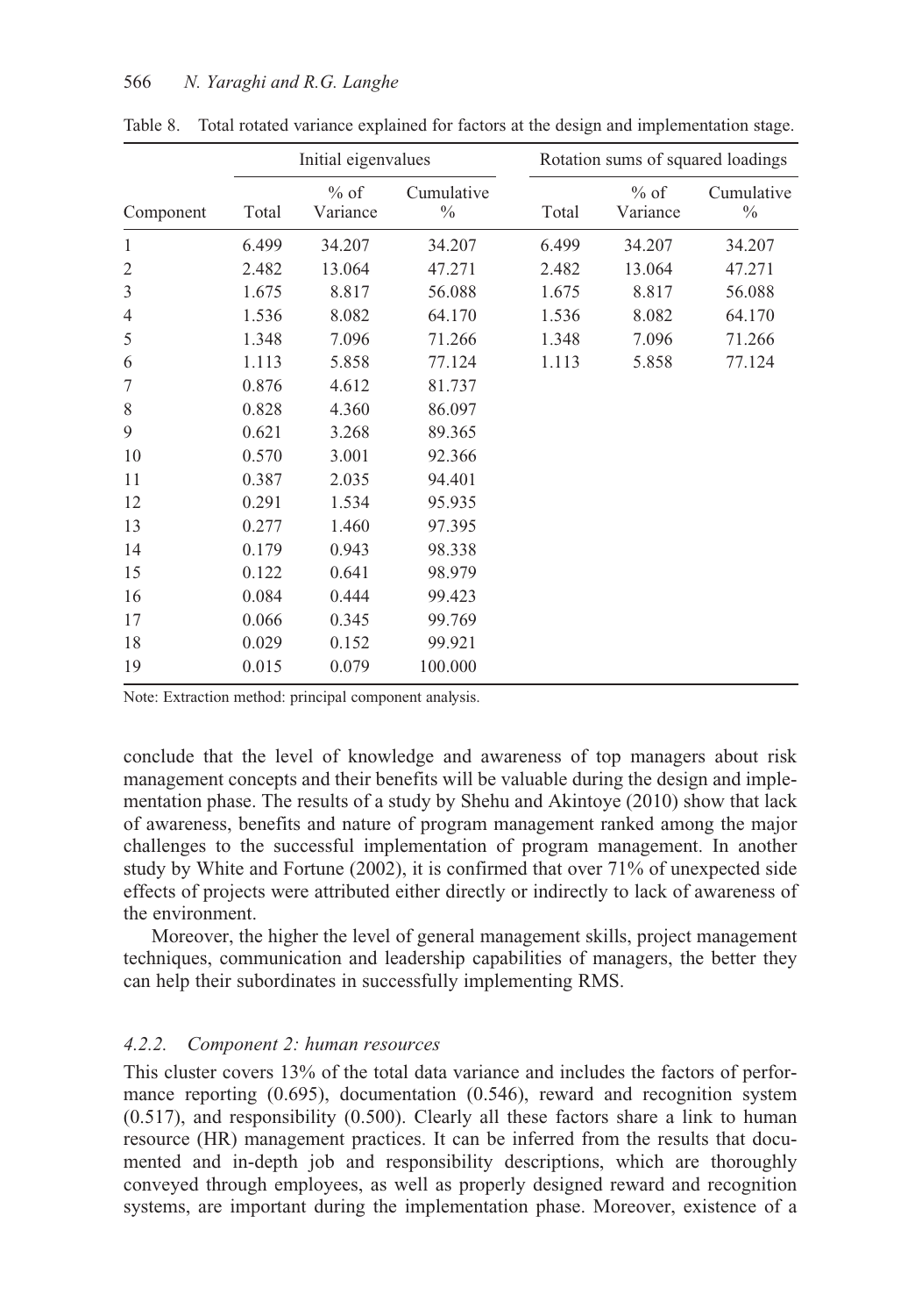Table 8. Total rotated variance explained for factors at the design and implementation stage.

| | Initial eigenvalues | | | Rotation sums of squared loadings | | |
|---|---|---|---|---|---|---|
| Component | Total | % of Variance | Cumulative % | Total | % of Variance | Cumulative % |
| 1 | 6.499 | 34.207 | 34.207 | 6.499 | 34.207 | 34.207 |
| 2 | 2.482 | 13.064 | 47.271 | 2.482 | 13.064 | 47.271 |
| 3 | 1.675 | 8.817 | 56.088 | 1.675 | 8.817 | 56.088 |
| 4 | 1.536 | 8.082 | 64.170 | 1.536 | 8.082 | 64.170 |
| 5 | 1.348 | 7.096 | 71.266 | 1.348 | 7.096 | 71.266 |
| 6 | 1.113 | 5.858 | 77.124 | 1.113 | 5.858 | 77.124 |
| 7 | 0.876 | 4.612 | 81.737 | | | |
| 8 | 0.828 | 4.360 | 86.097 | | | |
| 9 | 0.621 | 3.268 | 89.365 | | | |
| 10 | 0.570 | 3.001 | 92.366 | | | |
| 11 | 0.387 | 2.035 | 94.401 | | | |
| 12 | 0.291 | 1.534 | 95.935 | | | |
| 13 | 0.277 | 1.460 | 97.395 | | | |
| 14 | 0.179 | 0.943 | 98.338 | | | |
| 15 | 0.122 | 0.641 | 98.979 | | | |
| 16 | 0.084 | 0.444 | 99.423 | | | |
| 17 | 0.066 | 0.345 | 99.769 | | | |
| 18 | 0.029 | 0.152 | 99.921 | | | |
| 19 | 0.015 | 0.079 | 100.000 | | | |

Note: Extraction method: principal component analysis.

conclude that the level of knowledge and awareness of top managers about risk management concepts and their benefits will be valuable during the design and implementation phase. The results of a study by Shehu and Akintoye (2010) show that lack of awareness, benefits and nature of program management ranked among the major challenges to the successful implementation of program management. In another study by White and Fortune (2002), it is confirmed that over 71% of unexpected side effects of projects were attributed either directly or indirectly to lack of awareness of the environment.

Moreover, the higher the level of general management skills, project management techniques, communication and leadership capabilities of managers, the better they can help their subordinates in successfully implementing RMS.

### *4.2.2. Component 2: human resources*

This cluster covers 13% of the total data variance and includes the factors of performance reporting (0.695), documentation (0.546), reward and recognition system (0.517), and responsibility (0.500). Clearly all these factors share a link to human resource (HR) management practices. It can be inferred from the results that documented and in-depth job and responsibility descriptions, which are thoroughly conveyed through employees, as well as properly designed reward and recognition systems, are important during the implementation phase. Moreover, existence of a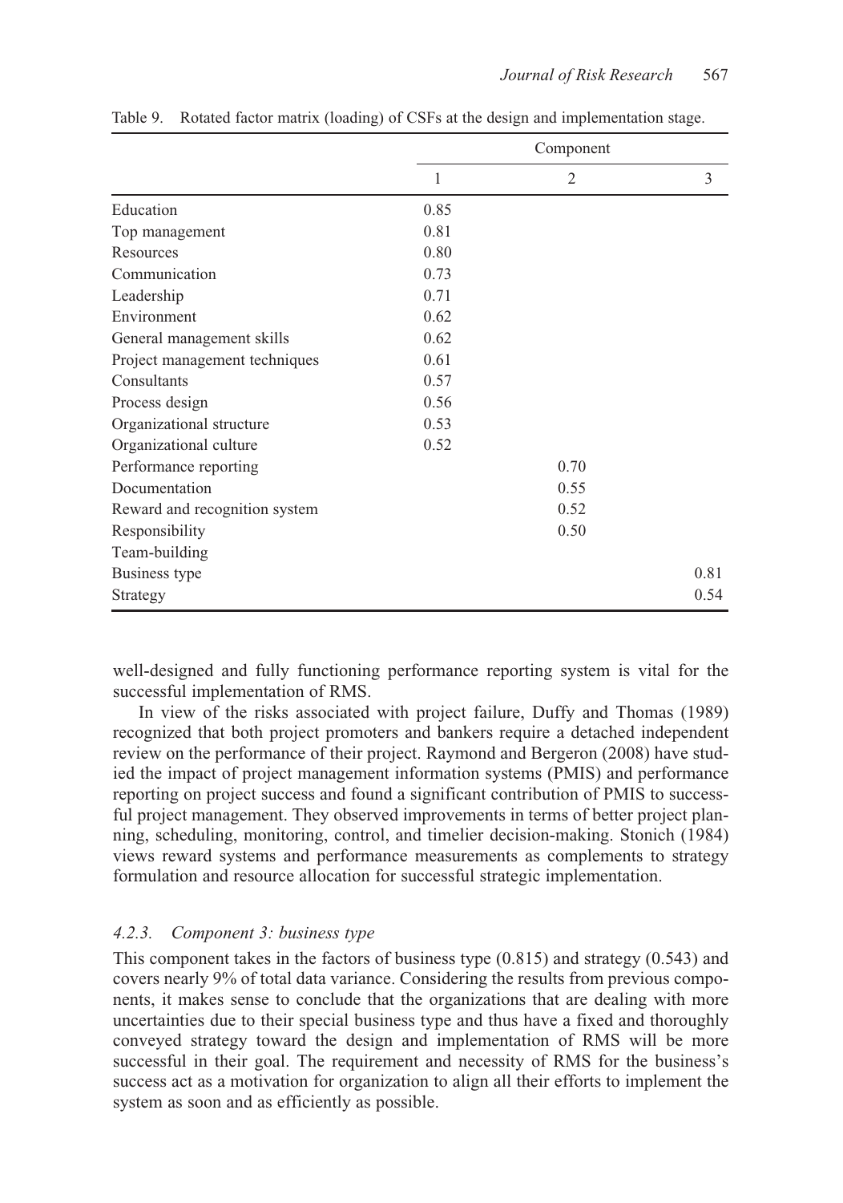Table 9. Rotated factor matrix (loading) of CSFs at the design and implementation stage.

| | Component | | |
|---|---|---|---|
| | 1 | 2 | 3 |
| Education | 0.85 | | |
| Top management | 0.81 | | |
| Resources | 0.80 | | |
| Communication | 0.73 | | |
| Leadership | 0.71 | | |
| Environment | 0.62 | | |
| General management skills | 0.62 | | |
| Project management techniques | 0.61 | | |
| Consultants | 0.57 | | |
| Process design | 0.56 | | |
| Organizational structure | 0.53 | | |
| Organizational culture | 0.52 | | |
| Performance reporting | | 0.70 | |
| Documentation | | 0.55 | |
| Reward and recognition system | | 0.52 | |
| Responsibility | | 0.50 | |
| Team-building | | | |
| Business type | | | 0.81 |
| Strategy | | | 0.54 |

well-designed and fully functioning performance reporting system is vital for the successful implementation of RMS.

In view of the risks associated with project failure, Duffy and Thomas (1989) recognized that both project promoters and bankers require a detached independent review on the performance of their project. Raymond and Bergeron (2008) have studied the impact of project management information systems (PMIS) and performance reporting on project success and found a significant contribution of PMIS to successful project management. They observed improvements in terms of better project planning, scheduling, monitoring, control, and timelier decision-making. Stonich (1984) views reward systems and performance measurements as complements to strategy formulation and resource allocation for successful strategic implementation.

### *4.2.3. Component 3: business type*

This component takes in the factors of business type (0.815) and strategy (0.543) and covers nearly 9% of total data variance. Considering the results from previous components, it makes sense to conclude that the organizations that are dealing with more uncertainties due to their special business type and thus have a fixed and thoroughly conveyed strategy toward the design and implementation of RMS will be more successful in their goal. The requirement and necessity of RMS for the business's success act as a motivation for organization to align all their efforts to implement the system as soon and as efficiently as possible.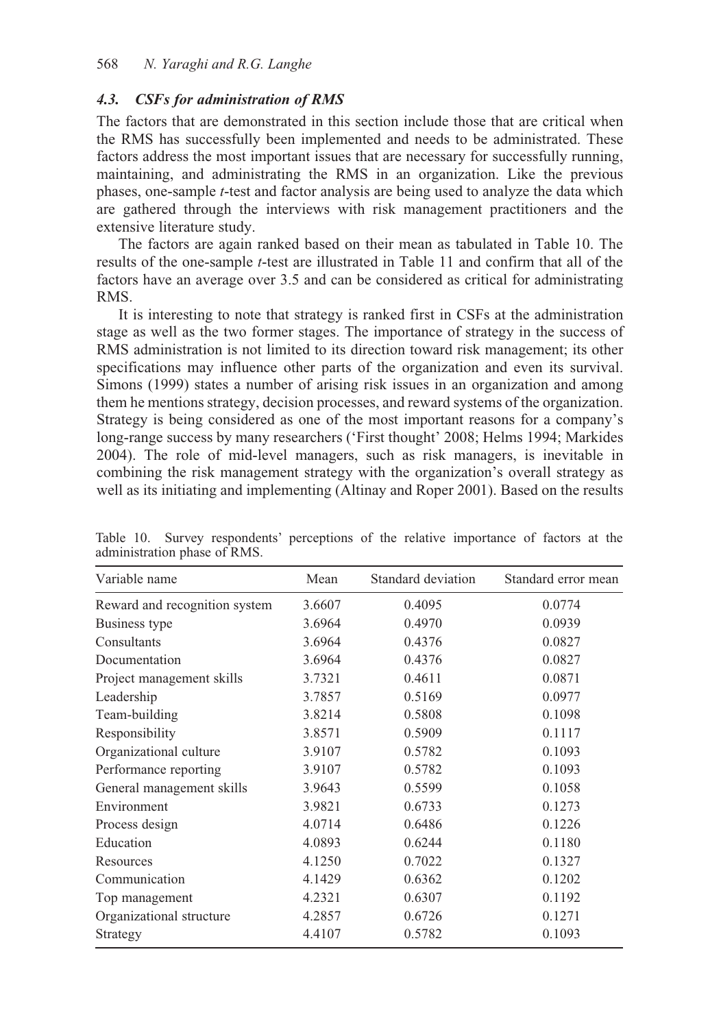### *4.3. CSFs for administration of RMS*

The factors that are demonstrated in this section include those that are critical when the RMS has successfully been implemented and needs to be administrated. These factors address the most important issues that are necessary for successfully running, maintaining, and administrating the RMS in an organization. Like the previous phases, one-sample *t*-test and factor analysis are being used to analyze the data which are gathered through the interviews with risk management practitioners and the extensive literature study.

The factors are again ranked based on their mean as tabulated in Table 10. The results of the one-sample *t*-test are illustrated in Table 11 and confirm that all of the factors have an average over 3.5 and can be considered as critical for administrating RMS.

It is interesting to note that strategy is ranked first in CSFs at the administration stage as well as the two former stages. The importance of strategy in the success of RMS administration is not limited to its direction toward risk management; its other specifications may influence other parts of the organization and even its survival. Simons (1999) states a number of arising risk issues in an organization and among them he mentions strategy, decision processes, and reward systems of the organization. Strategy is being considered as one of the most important reasons for a company's long-range success by many researchers ('First thought' 2008; Helms 1994; Markides 2004). The role of mid-level managers, such as risk managers, is inevitable in combining the risk management strategy with the organization's overall strategy as well as its initiating and implementing (Altinay and Roper 2001). Based on the results

Table 10. Survey respondents' perceptions of the relative importance of factors at the administration phase of RMS.

| Variable name | Mean | Standard deviation | Standard error mean |
|---|---|---|---|
| Reward and recognition system | 3.6607 | 0.4095 | 0.0774 |
| Business type | 3.6964 | 0.4970 | 0.0939 |
| Consultants | 3.6964 | 0.4376 | 0.0827 |
| Documentation | 3.6964 | 0.4376 | 0.0827 |
| Project management skills | 3.7321 | 0.4611 | 0.0871 |
| Leadership | 3.7857 | 0.5169 | 0.0977 |
| Team-building | 3.8214 | 0.5808 | 0.1098 |
| Responsibility | 3.8571 | 0.5909 | 0.1117 |
| Organizational culture | 3.9107 | 0.5782 | 0.1093 |
| Performance reporting | 3.9107 | 0.5782 | 0.1093 |
| General management skills | 3.9643 | 0.5599 | 0.1058 |
| Environment | 3.9821 | 0.6733 | 0.1273 |
| Process design | 4.0714 | 0.6486 | 0.1226 |
| Education | 4.0893 | 0.6244 | 0.1180 |
| Resources | 4.1250 | 0.7022 | 0.1327 |
| Communication | 4.1429 | 0.6362 | 0.1202 |
| Top management | 4.2321 | 0.6307 | 0.1192 |
| Organizational structure | 4.2857 | 0.6726 | 0.1271 |
| Strategy | 4.4107 | 0.5782 | 0.1093 |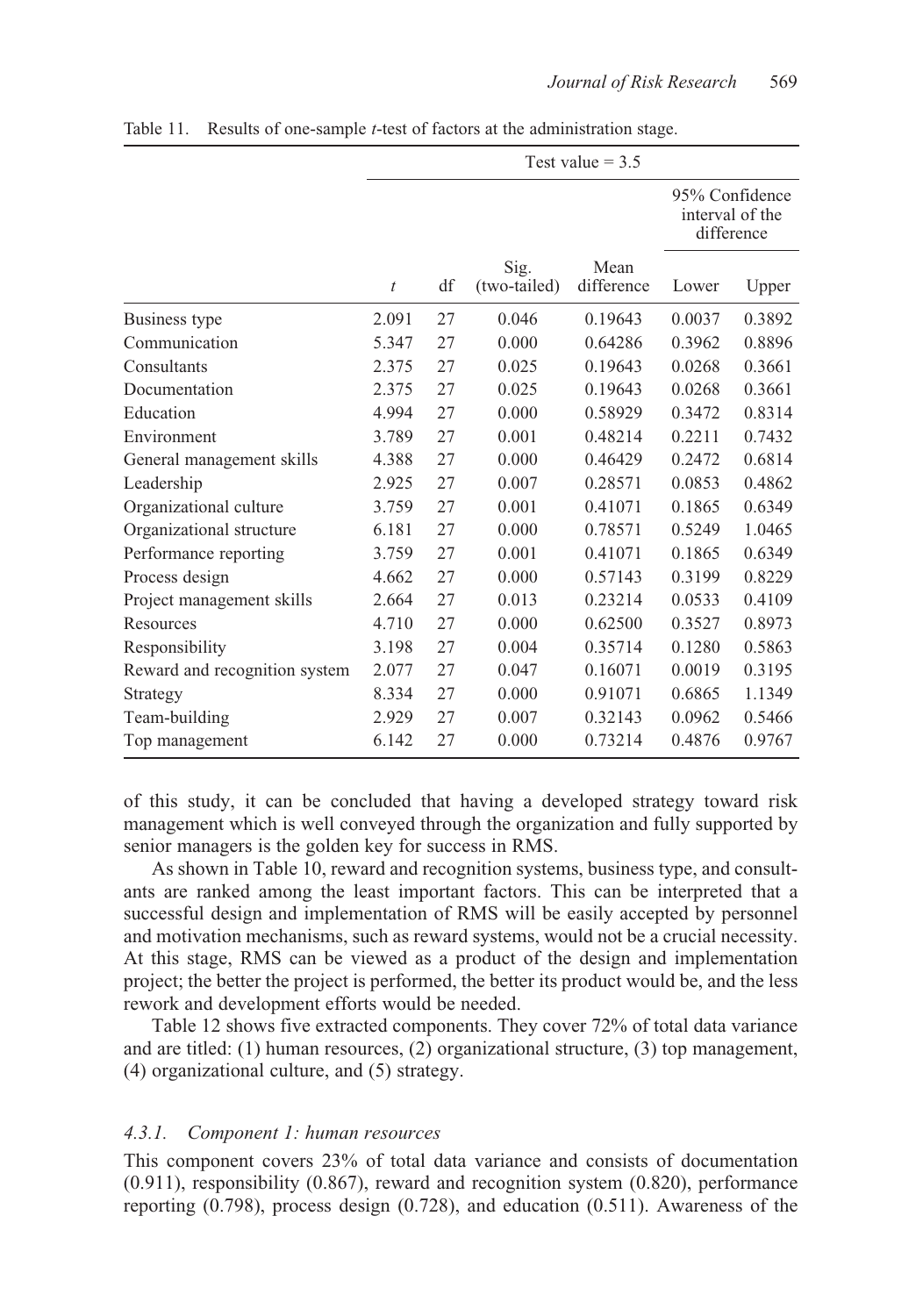Table 11. Results of one-sample *t*-test of factors at the administration stage.

| | Test value = 3.5 | | | | | |
|---|---|---|---|---|---|---|
| | | | | | 95% Confidence interval of the difference | |
| | *t* | df | Sig. (two-tailed) | Mean difference | Lower | Upper |
| Business type | 2.091 | 27 | 0.046 | 0.19643 | 0.0037 | 0.3892 |
| Communication | 5.347 | 27 | 0.000 | 0.64286 | 0.3962 | 0.8896 |
| Consultants | 2.375 | 27 | 0.025 | 0.19643 | 0.0268 | 0.3661 |
| Documentation | 2.375 | 27 | 0.025 | 0.19643 | 0.0268 | 0.3661 |
| Education | 4.994 | 27 | 0.000 | 0.58929 | 0.3472 | 0.8314 |
| Environment | 3.789 | 27 | 0.001 | 0.48214 | 0.2211 | 0.7432 |
| General management skills | 4.388 | 27 | 0.000 | 0.46429 | 0.2472 | 0.6814 |
| Leadership | 2.925 | 27 | 0.007 | 0.28571 | 0.0853 | 0.4862 |
| Organizational culture | 3.759 | 27 | 0.001 | 0.41071 | 0.1865 | 0.6349 |
| Organizational structure | 6.181 | 27 | 0.000 | 0.78571 | 0.5249 | 1.0465 |
| Performance reporting | 3.759 | 27 | 0.001 | 0.41071 | 0.1865 | 0.6349 |
| Process design | 4.662 | 27 | 0.000 | 0.57143 | 0.3199 | 0.8229 |
| Project management skills | 2.664 | 27 | 0.013 | 0.23214 | 0.0533 | 0.4109 |
| Resources | 4.710 | 27 | 0.000 | 0.62500 | 0.3527 | 0.8973 |
| Responsibility | 3.198 | 27 | 0.004 | 0.35714 | 0.1280 | 0.5863 |
| Reward and recognition system | 2.077 | 27 | 0.047 | 0.16071 | 0.0019 | 0.3195 |
| Strategy | 8.334 | 27 | 0.000 | 0.91071 | 0.6865 | 1.1349 |
| Team-building | 2.929 | 27 | 0.007 | 0.32143 | 0.0962 | 0.5466 |
| Top management | 6.142 | 27 | 0.000 | 0.73214 | 0.4876 | 0.9767 |

of this study, it can be concluded that having a developed strategy toward risk management which is well conveyed through the organization and fully supported by senior managers is the golden key for success in RMS.

As shown in Table 10, reward and recognition systems, business type, and consultants are ranked among the least important factors. This can be interpreted that a successful design and implementation of RMS will be easily accepted by personnel and motivation mechanisms, such as reward systems, would not be a crucial necessity. At this stage, RMS can be viewed as a product of the design and implementation project; the better the project is performed, the better its product would be, and the less rework and development efforts would be needed.

Table 12 shows five extracted components. They cover 72% of total data variance and are titled: (1) human resources, (2) organizational structure, (3) top management, (4) organizational culture, and (5) strategy.

### *4.3.1. Component 1: human resources*

This component covers 23% of total data variance and consists of documentation (0.911), responsibility (0.867), reward and recognition system (0.820), performance reporting (0.798), process design (0.728), and education (0.511). Awareness of the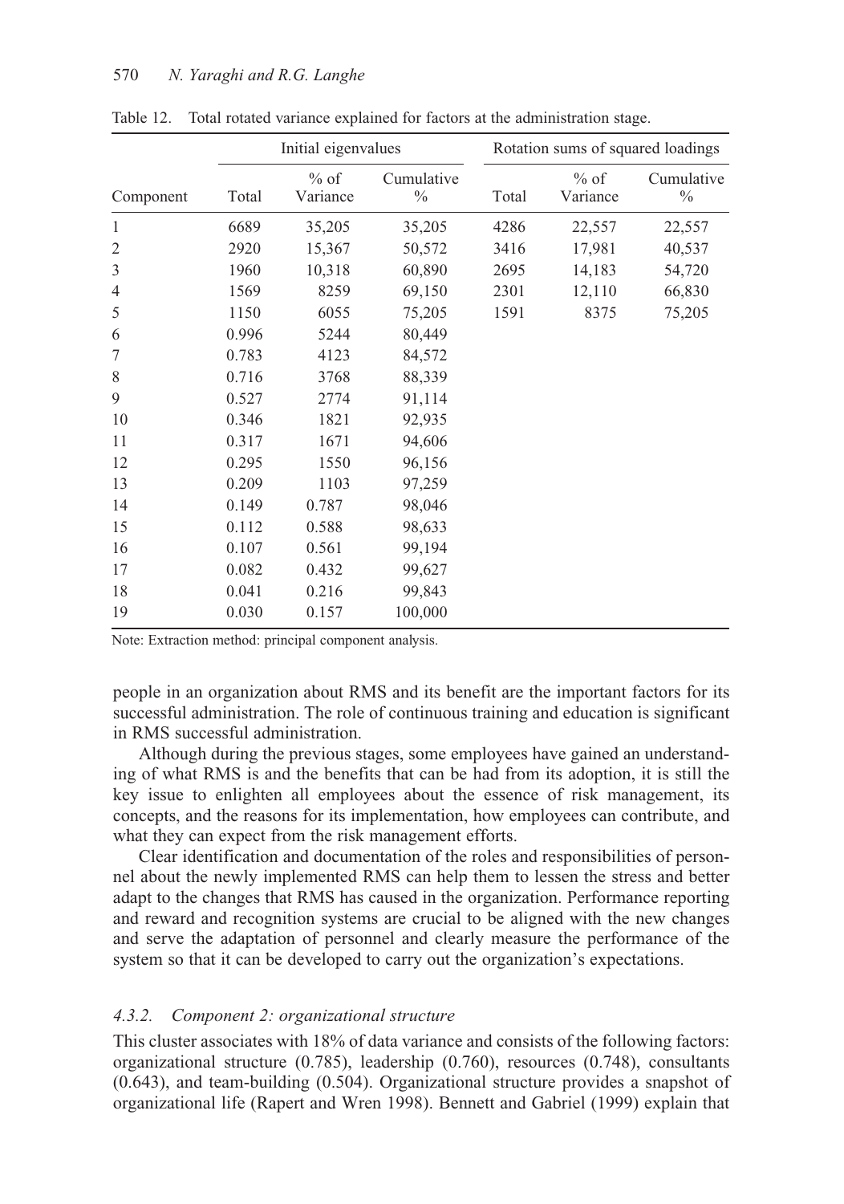Table 12. Total rotated variance explained for factors at the administration stage.

| Component | Initial eigenvalues | | | Rotation sums of squared loadings | | |
|---|---|---|---|---|---|---|
| | Total | % of Variance | Cumulative % | Total | % of Variance | Cumulative % |
| 1 | 6689 | 35,205 | 35,205 | 4286 | 22,557 | 22,557 |
| 2 | 2920 | 15,367 | 50,572 | 3416 | 17,981 | 40,537 |
| 3 | 1960 | 10,318 | 60,890 | 2695 | 14,183 | 54,720 |
| 4 | 1569 | 8259 | 69,150 | 2301 | 12,110 | 66,830 |
| 5 | 1150 | 6055 | 75,205 | 1591 | 8375 | 75,205 |
| 6 | 0.996 | 5244 | 80,449 | | | |
| 7 | 0.783 | 4123 | 84,572 | | | |
| 8 | 0.716 | 3768 | 88,339 | | | |
| 9 | 0.527 | 2774 | 91,114 | | | |
| 10 | 0.346 | 1821 | 92,935 | | | |
| 11 | 0.317 | 1671 | 94,606 | | | |
| 12 | 0.295 | 1550 | 96,156 | | | |
| 13 | 0.209 | 1103 | 97,259 | | | |
| 14 | 0.149 | 0.787 | 98,046 | | | |
| 15 | 0.112 | 0.588 | 98,633 | | | |
| 16 | 0.107 | 0.561 | 99,194 | | | |
| 17 | 0.082 | 0.432 | 99,627 | | | |
| 18 | 0.041 | 0.216 | 99,843 | | | |
| 19 | 0.030 | 0.157 | 100,000 | | | |

Note: Extraction method: principal component analysis.

people in an organization about RMS and its benefit are the important factors for its successful administration. The role of continuous training and education is significant in RMS successful administration.

Although during the previous stages, some employees have gained an understanding of what RMS is and the benefits that can be had from its adoption, it is still the key issue to enlighten all employees about the essence of risk management, its concepts, and the reasons for its implementation, how employees can contribute, and what they can expect from the risk management efforts.

Clear identification and documentation of the roles and responsibilities of personnel about the newly implemented RMS can help them to lessen the stress and better adapt to the changes that RMS has caused in the organization. Performance reporting and reward and recognition systems are crucial to be aligned with the new changes and serve the adaptation of personnel and clearly measure the performance of the system so that it can be developed to carry out the organization's expectations.

#### *4.3.2. Component 2: organizational structure*

This cluster associates with 18% of data variance and consists of the following factors: organizational structure (0.785), leadership (0.760), resources (0.748), consultants (0.643), and team-building (0.504). Organizational structure provides a snapshot of organizational life (Rapert and Wren 1998). Bennett and Gabriel (1999) explain that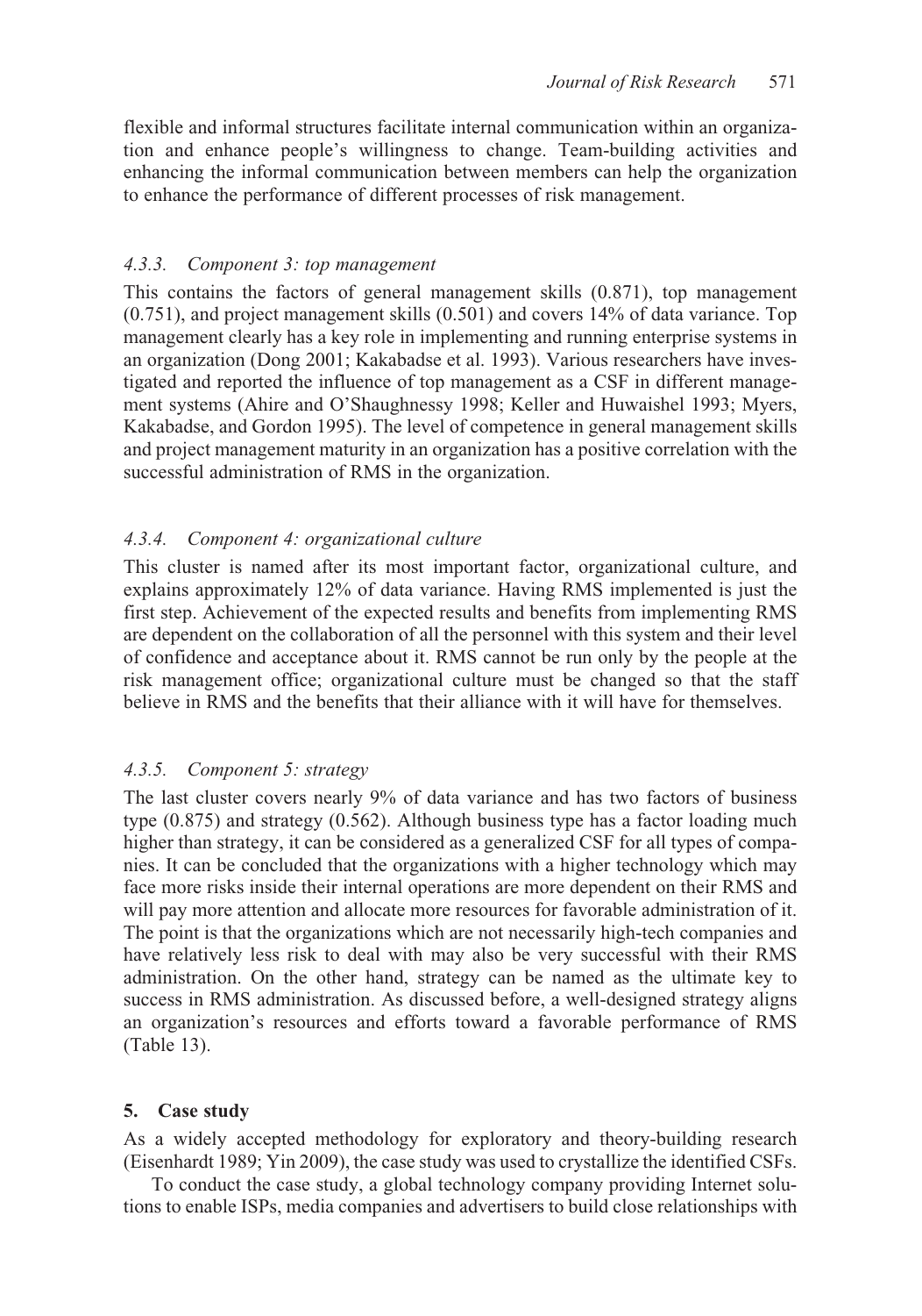flexible and informal structures facilitate internal communication within an organization and enhance people's willingness to change. Team-building activities and enhancing the informal communication between members can help the organization to enhance the performance of different processes of risk management.

### *4.3.3. Component 3: top management*

This contains the factors of general management skills (0.871), top management (0.751), and project management skills (0.501) and covers 14% of data variance. Top management clearly has a key role in implementing and running enterprise systems in an organization (Dong 2001; Kakabadse et al. 1993). Various researchers have investigated and reported the influence of top management as a CSF in different management systems (Ahire and O'Shaughnessy 1998; Keller and Huwaishel 1993; Myers, Kakabadse, and Gordon 1995). The level of competence in general management skills and project management maturity in an organization has a positive correlation with the successful administration of RMS in the organization.

### *4.3.4. Component 4: organizational culture*

This cluster is named after its most important factor, organizational culture, and explains approximately 12% of data variance. Having RMS implemented is just the first step. Achievement of the expected results and benefits from implementing RMS are dependent on the collaboration of all the personnel with this system and their level of confidence and acceptance about it. RMS cannot be run only by the people at the risk management office; organizational culture must be changed so that the staff believe in RMS and the benefits that their alliance with it will have for themselves.

### *4.3.5. Component 5: strategy*

The last cluster covers nearly 9% of data variance and has two factors of business type (0.875) and strategy (0.562). Although business type has a factor loading much higher than strategy, it can be considered as a generalized CSF for all types of companies. It can be concluded that the organizations with a higher technology which may face more risks inside their internal operations are more dependent on their RMS and will pay more attention and allocate more resources for favorable administration of it. The point is that the organizations which are not necessarily high-tech companies and have relatively less risk to deal with may also be very successful with their RMS administration. On the other hand, strategy can be named as the ultimate key to success in RMS administration. As discussed before, a well-designed strategy aligns an organization's resources and efforts toward a favorable performance of RMS (Table 13).

## 5. Case study

As a widely accepted methodology for exploratory and theory-building research (Eisenhardt 1989; Yin 2009), the case study was used to crystallize the identified CSFs.

To conduct the case study, a global technology company providing Internet solutions to enable ISPs, media companies and advertisers to build close relationships with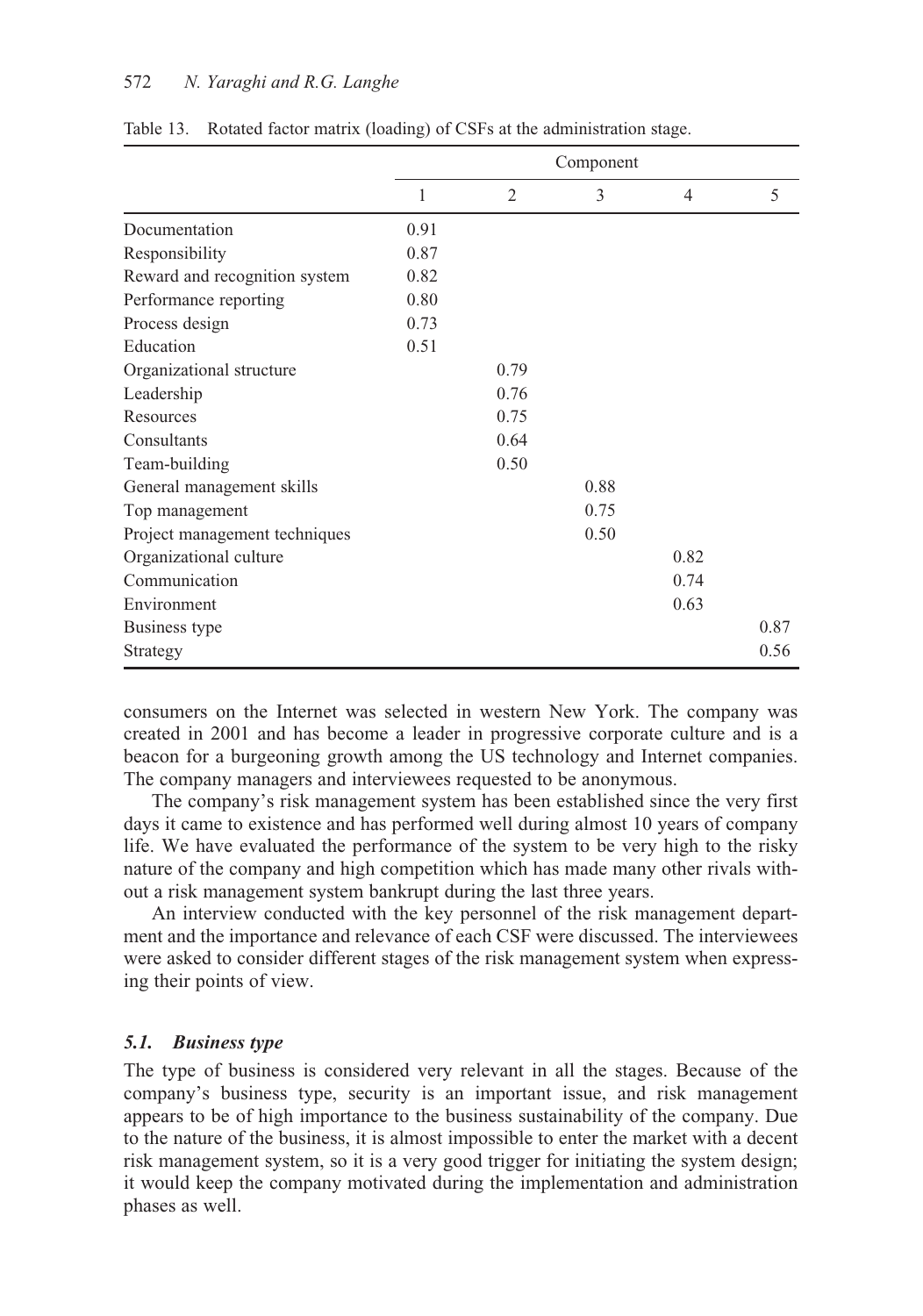Table 13. Rotated factor matrix (loading) of CSFs at the administration stage.

| | Component | | | | |
|---|---|---|---|---|---|
| | 1 | 2 | 3 | 4 | 5 |
| Documentation | 0.91 | | | | |
| Responsibility | 0.87 | | | | |
| Reward and recognition system | 0.82 | | | | |
| Performance reporting | 0.80 | | | | |
| Process design | 0.73 | | | | |
| Education | 0.51 | | | | |
| Organizational structure | | 0.79 | | | |
| Leadership | | 0.76 | | | |
| Resources | | 0.75 | | | |
| Consultants | | 0.64 | | | |
| Team-building | | 0.50 | | | |
| General management skills | | | 0.88 | | |
| Top management | | | 0.75 | | |
| Project management techniques | | | 0.50 | | |
| Organizational culture | | | | 0.82 | |
| Communication | | | | 0.74 | |
| Environment | | | | 0.63 | |
| Business type | | | | | 0.87 |
| Strategy | | | | | 0.56 |

consumers on the Internet was selected in western New York. The company was created in 2001 and has become a leader in progressive corporate culture and is a beacon for a burgeoning growth among the US technology and Internet companies. The company managers and interviewees requested to be anonymous.

The company's risk management system has been established since the very first days it came to existence and has performed well during almost 10 years of company life. We have evaluated the performance of the system to be very high to the risky nature of the company and high competition which has made many other rivals without a risk management system bankrupt during the last three years.

An interview conducted with the key personnel of the risk management department and the importance and relevance of each CSF were discussed. The interviewees were asked to consider different stages of the risk management system when expressing their points of view.

### *5.1. Business type*

The type of business is considered very relevant in all the stages. Because of the company's business type, security is an important issue, and risk management appears to be of high importance to the business sustainability of the company. Due to the nature of the business, it is almost impossible to enter the market with a decent risk management system, so it is a very good trigger for initiating the system design; it would keep the company motivated during the implementation and administration phases as well.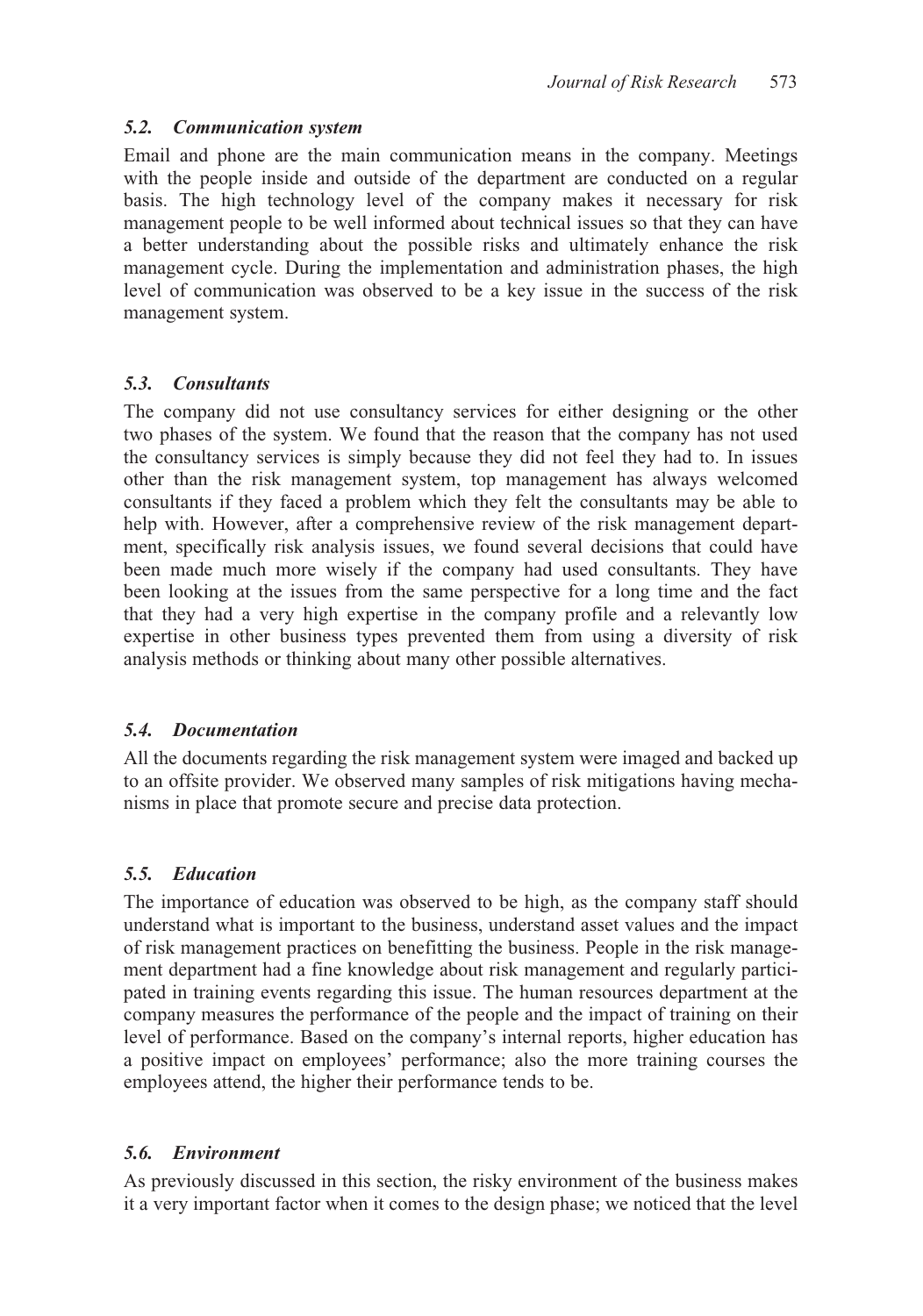### *5.2. Communication system*

Email and phone are the main communication means in the company. Meetings with the people inside and outside of the department are conducted on a regular basis. The high technology level of the company makes it necessary for risk management people to be well informed about technical issues so that they can have a better understanding about the possible risks and ultimately enhance the risk management cycle. During the implementation and administration phases, the high level of communication was observed to be a key issue in the success of the risk management system.

### *5.3. Consultants*

The company did not use consultancy services for either designing or the other two phases of the system. We found that the reason that the company has not used the consultancy services is simply because they did not feel they had to. In issues other than the risk management system, top management has always welcomed consultants if they faced a problem which they felt the consultants may be able to help with. However, after a comprehensive review of the risk management department, specifically risk analysis issues, we found several decisions that could have been made much more wisely if the company had used consultants. They have been looking at the issues from the same perspective for a long time and the fact that they had a very high expertise in the company profile and a relevantly low expertise in other business types prevented them from using a diversity of risk analysis methods or thinking about many other possible alternatives.

### *5.4. Documentation*

All the documents regarding the risk management system were imaged and backed up to an offsite provider. We observed many samples of risk mitigations having mechanisms in place that promote secure and precise data protection.

### *5.5. Education*

The importance of education was observed to be high, as the company staff should understand what is important to the business, understand asset values and the impact of risk management practices on benefitting the business. People in the risk management department had a fine knowledge about risk management and regularly participated in training events regarding this issue. The human resources department at the company measures the performance of the people and the impact of training on their level of performance. Based on the company's internal reports, higher education has a positive impact on employees' performance; also the more training courses the employees attend, the higher their performance tends to be.

### *5.6. Environment*

As previously discussed in this section, the risky environment of the business makes it a very important factor when it comes to the design phase; we noticed that the level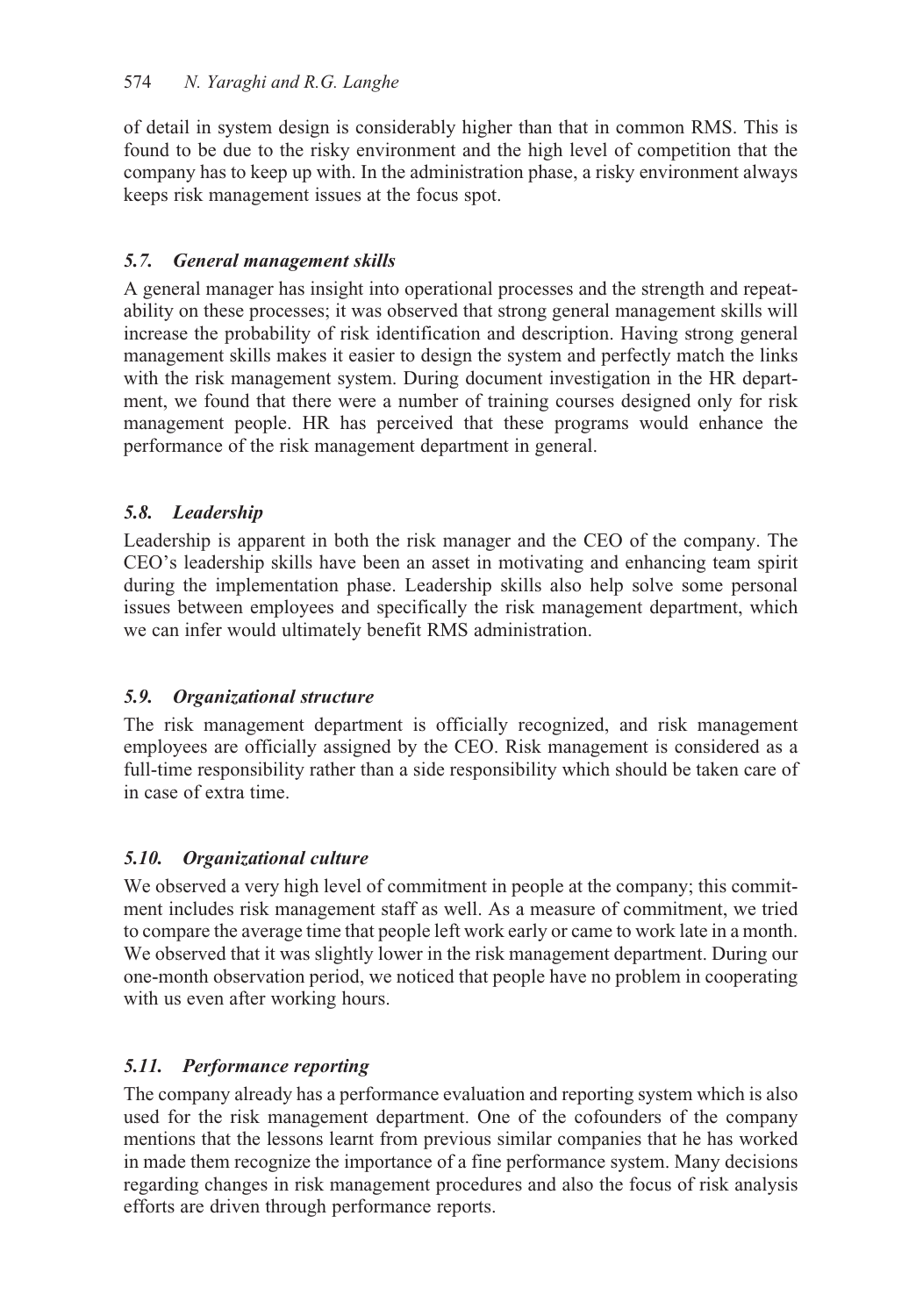of detail in system design is considerably higher than that in common RMS. This is found to be due to the risky environment and the high level of competition that the company has to keep up with. In the administration phase, a risky environment always keeps risk management issues at the focus spot.

### 5.7. General management skills

A general manager has insight into operational processes and the strength and repeatability on these processes; it was observed that strong general management skills will increase the probability of risk identification and description. Having strong general management skills makes it easier to design the system and perfectly match the links with the risk management system. During document investigation in the HR department, we found that there were a number of training courses designed only for risk management people. HR has perceived that these programs would enhance the performance of the risk management department in general.

### 5.8. Leadership

Leadership is apparent in both the risk manager and the CEO of the company. The CEO's leadership skills have been an asset in motivating and enhancing team spirit during the implementation phase. Leadership skills also help solve some personal issues between employees and specifically the risk management department, which we can infer would ultimately benefit RMS administration.

### 5.9. Organizational structure

The risk management department is officially recognized, and risk management employees are officially assigned by the CEO. Risk management is considered as a full-time responsibility rather than a side responsibility which should be taken care of in case of extra time.

### 5.10. Organizational culture

We observed a very high level of commitment in people at the company; this commitment includes risk management staff as well. As a measure of commitment, we tried to compare the average time that people left work early or came to work late in a month. We observed that it was slightly lower in the risk management department. During our one-month observation period, we noticed that people have no problem in cooperating with us even after working hours.

### 5.11. Performance reporting

The company already has a performance evaluation and reporting system which is also used for the risk management department. One of the cofounders of the company mentions that the lessons learnt from previous similar companies that he has worked in made them recognize the importance of a fine performance system. Many decisions regarding changes in risk management procedures and also the focus of risk analysis efforts are driven through performance reports.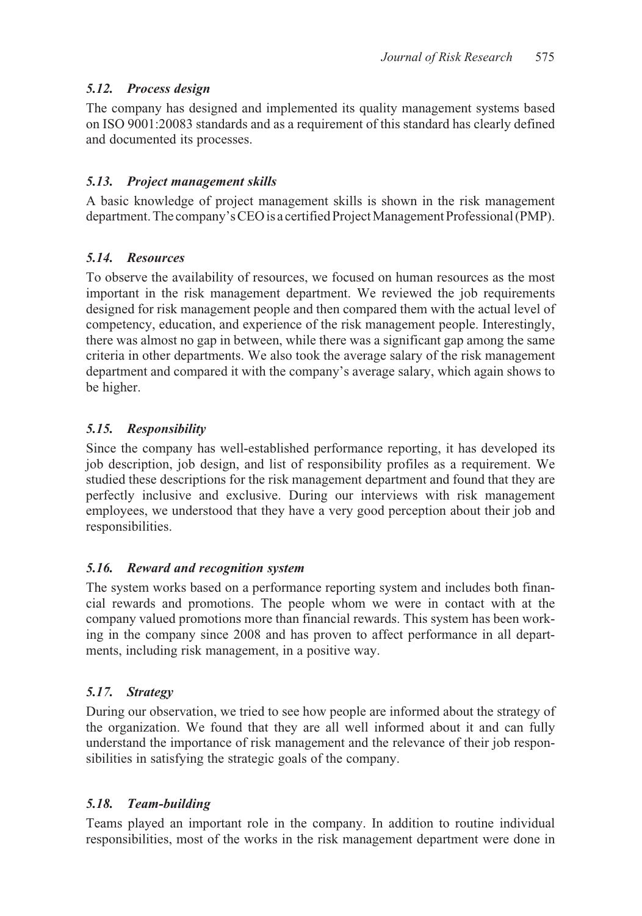### 5.12. Process design

The company has designed and implemented its quality management systems based on ISO 9001:20083 standards and as a requirement of this standard has clearly defined and documented its processes.

### 5.13. Project management skills

A basic knowledge of project management skills is shown in the risk management department. The company's CEO is a certified Project Management Professional (PMP).

### 5.14. Resources

To observe the availability of resources, we focused on human resources as the most important in the risk management department. We reviewed the job requirements designed for risk management people and then compared them with the actual level of competency, education, and experience of the risk management people. Interestingly, there was almost no gap in between, while there was a significant gap among the same criteria in other departments. We also took the average salary of the risk management department and compared it with the company's average salary, which again shows to be higher.

### 5.15. Responsibility

Since the company has well-established performance reporting, it has developed its job description, job design, and list of responsibility profiles as a requirement. We studied these descriptions for the risk management department and found that they are perfectly inclusive and exclusive. During our interviews with risk management employees, we understood that they have a very good perception about their job and responsibilities.

### 5.16. Reward and recognition system

The system works based on a performance reporting system and includes both financial rewards and promotions. The people whom we were in contact with at the company valued promotions more than financial rewards. This system has been working in the company since 2008 and has proven to affect performance in all departments, including risk management, in a positive way.

### 5.17. Strategy

During our observation, we tried to see how people are informed about the strategy of the organization. We found that they are all well informed about it and can fully understand the importance of risk management and the relevance of their job responsibilities in satisfying the strategic goals of the company.

### 5.18. Team-building

Teams played an important role in the company. In addition to routine individual responsibilities, most of the works in the risk management department were done in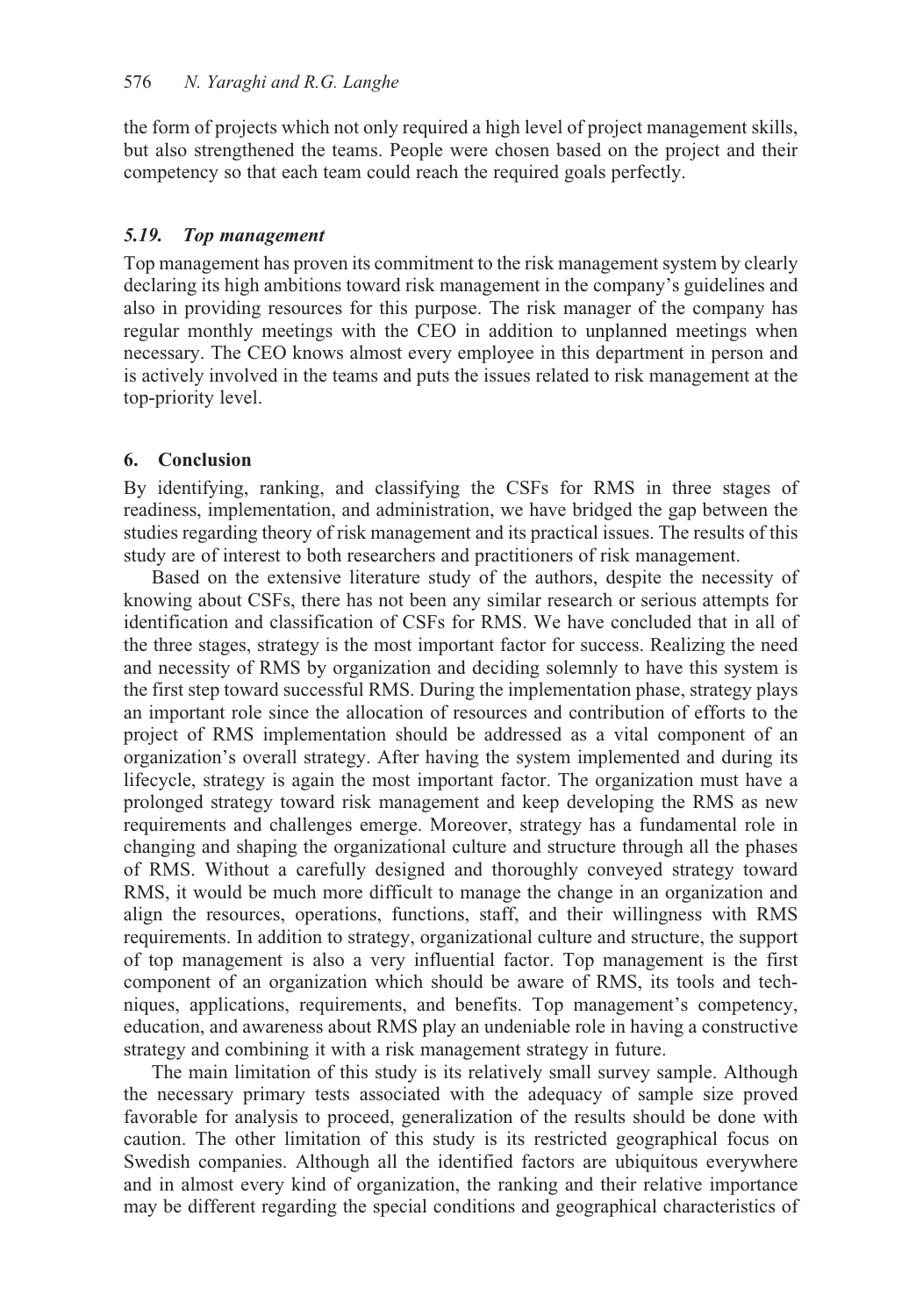the form of projects which not only required a high level of project management skills, but also strengthened the teams. People were chosen based on the project and their competency so that each team could reach the required goals perfectly.

### *5.19. Top management*

Top management has proven its commitment to the risk management system by clearly declaring its high ambitions toward risk management in the company's guidelines and also in providing resources for this purpose. The risk manager of the company has regular monthly meetings with the CEO in addition to unplanned meetings when necessary. The CEO knows almost every employee in this department in person and is actively involved in the teams and puts the issues related to risk management at the top-priority level.

## 6. Conclusion

By identifying, ranking, and classifying the CSFs for RMS in three stages of readiness, implementation, and administration, we have bridged the gap between the studies regarding theory of risk management and its practical issues. The results of this study are of interest to both researchers and practitioners of risk management.

Based on the extensive literature study of the authors, despite the necessity of knowing about CSFs, there has not been any similar research or serious attempts for identification and classification of CSFs for RMS. We have concluded that in all of the three stages, strategy is the most important factor for success. Realizing the need and necessity of RMS by organization and deciding solemnly to have this system is the first step toward successful RMS. During the implementation phase, strategy plays an important role since the allocation of resources and contribution of efforts to the project of RMS implementation should be addressed as a vital component of an organization's overall strategy. After having the system implemented and during its lifecycle, strategy is again the most important factor. The organization must have a prolonged strategy toward risk management and keep developing the RMS as new requirements and challenges emerge. Moreover, strategy has a fundamental role in changing and shaping the organizational culture and structure through all the phases of RMS. Without a carefully designed and thoroughly conveyed strategy toward RMS, it would be much more difficult to manage the change in an organization and align the resources, operations, functions, staff, and their willingness with RMS requirements. In addition to strategy, organizational culture and structure, the support of top management is also a very influential factor. Top management is the first component of an organization which should be aware of RMS, its tools and techniques, applications, requirements, and benefits. Top management's competency, education, and awareness about RMS play an undeniable role in having a constructive strategy and combining it with a risk management strategy in future.

The main limitation of this study is its relatively small survey sample. Although the necessary primary tests associated with the adequacy of sample size proved favorable for analysis to proceed, generalization of the results should be done with caution. The other limitation of this study is its restricted geographical focus on Swedish companies. Although all the identified factors are ubiquitous everywhere and in almost every kind of organization, the ranking and their relative importance may be different regarding the special conditions and geographical characteristics of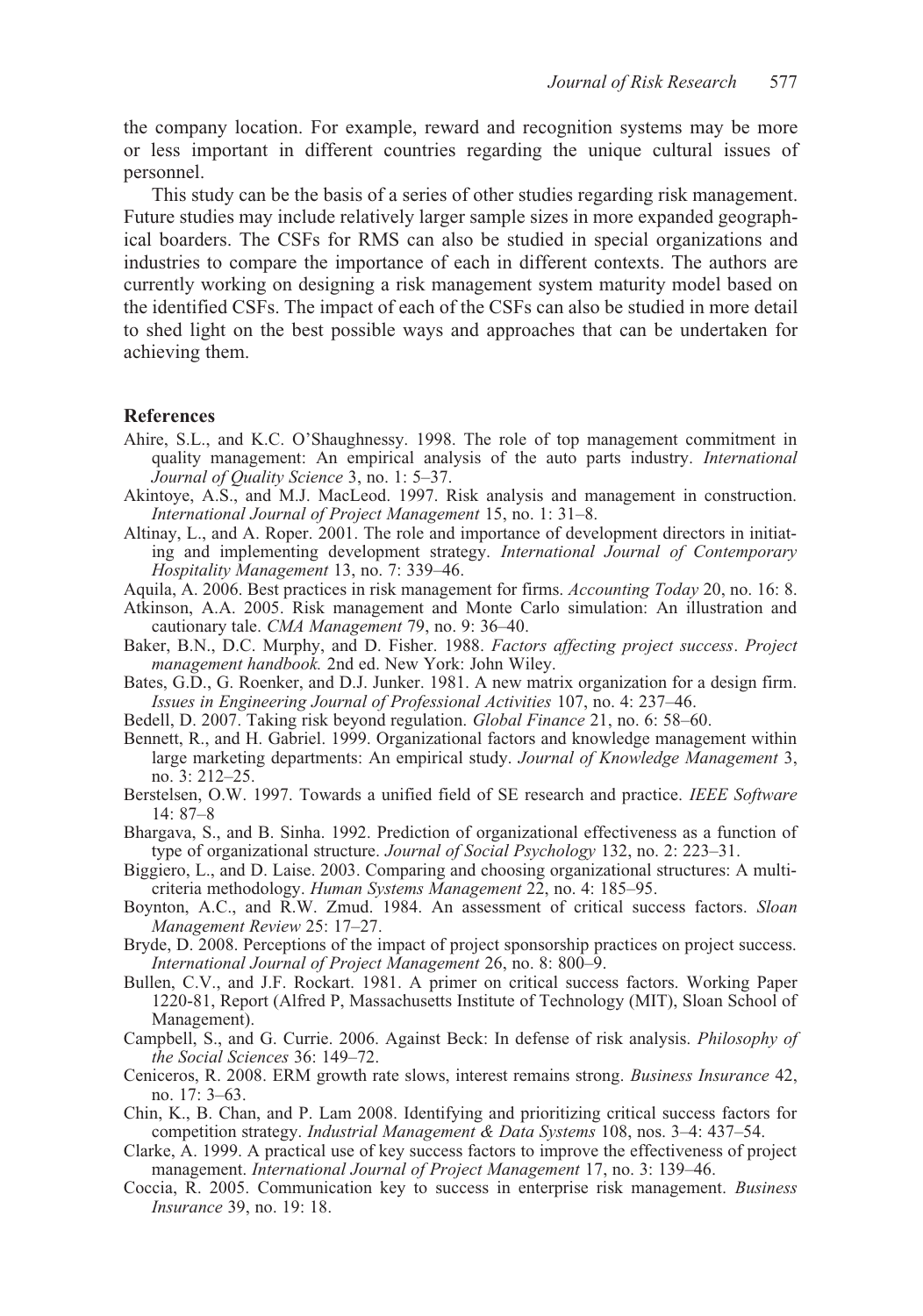the company location. For example, reward and recognition systems may be more or less important in different countries regarding the unique cultural issues of personnel.

This study can be the basis of a series of other studies regarding risk management. Future studies may include relatively larger sample sizes in more expanded geographical boarders. The CSFs for RMS can also be studied in special organizations and industries to compare the importance of each in different contexts. The authors are currently working on designing a risk management system maturity model based on the identified CSFs. The impact of each of the CSFs can also be studied in more detail to shed light on the best possible ways and approaches that can be undertaken for achieving them.

## References

Ahire, S.L., and K.C. O'Shaughnessy. 1998. The role of top management commitment in quality management: An empirical analysis of the auto parts industry. *International Journal of Quality Science* 3, no. 1: 5–37.

Akintoye, A.S., and M.J. MacLeod. 1997. Risk analysis and management in construction. *International Journal of Project Management* 15, no. 1: 31–8.

Altinay, L., and A. Roper. 2001. The role and importance of development directors in initiating and implementing development strategy. *International Journal of Contemporary Hospitality Management* 13, no. 7: 339–46.

Aquila, A. 2006. Best practices in risk management for firms. *Accounting Today* 20, no. 16: 8.

Atkinson, A.A. 2005. Risk management and Monte Carlo simulation: An illustration and cautionary tale. *CMA Management* 79, no. 9: 36–40.

Baker, B.N., D.C. Murphy, and D. Fisher. 1988. *Factors affecting project success*. *Project management handbook.* 2nd ed. New York: John Wiley.

Bates, G.D., G. Roenker, and D.J. Junker. 1981. A new matrix organization for a design firm. *Issues in Engineering Journal of Professional Activities* 107, no. 4: 237–46.

Bedell, D. 2007. Taking risk beyond regulation. *Global Finance* 21, no. 6: 58–60.

Bennett, R., and H. Gabriel. 1999. Organizational factors and knowledge management within large marketing departments: An empirical study. *Journal of Knowledge Management* 3, no. 3: 212–25.

Berstelsen, O.W. 1997. Towards a unified field of SE research and practice. *IEEE Software* 14: 87–8

Bhargava, S., and B. Sinha. 1992. Prediction of organizational effectiveness as a function of type of organizational structure. *Journal of Social Psychology* 132, no. 2: 223–31.

Biggiero, L., and D. Laise. 2003. Comparing and choosing organizational structures: A multicriteria methodology. *Human Systems Management* 22, no. 4: 185–95.

Boynton, A.C., and R.W. Zmud. 1984. An assessment of critical success factors. *Sloan Management Review* 25: 17–27.

Bryde, D. 2008. Perceptions of the impact of project sponsorship practices on project success. *International Journal of Project Management* 26, no. 8: 800–9.

Bullen, C.V., and J.F. Rockart. 1981. A primer on critical success factors. Working Paper 1220-81, Report (Alfred P, Massachusetts Institute of Technology (MIT), Sloan School of Management).

Campbell, S., and G. Currie. 2006. Against Beck: In defense of risk analysis. *Philosophy of the Social Sciences* 36: 149–72.

Ceniceros, R. 2008. ERM growth rate slows, interest remains strong. *Business Insurance* 42, no. 17: 3–63.

Chin, K., B. Chan, and P. Lam 2008. Identifying and prioritizing critical success factors for competition strategy. *Industrial Management & Data Systems* 108, nos. 3–4: 437–54.

Clarke, A. 1999. A practical use of key success factors to improve the effectiveness of project management. *International Journal of Project Management* 17, no. 3: 139–46.

Coccia, R. 2005. Communication key to success in enterprise risk management. *Business Insurance* 39, no. 19: 18.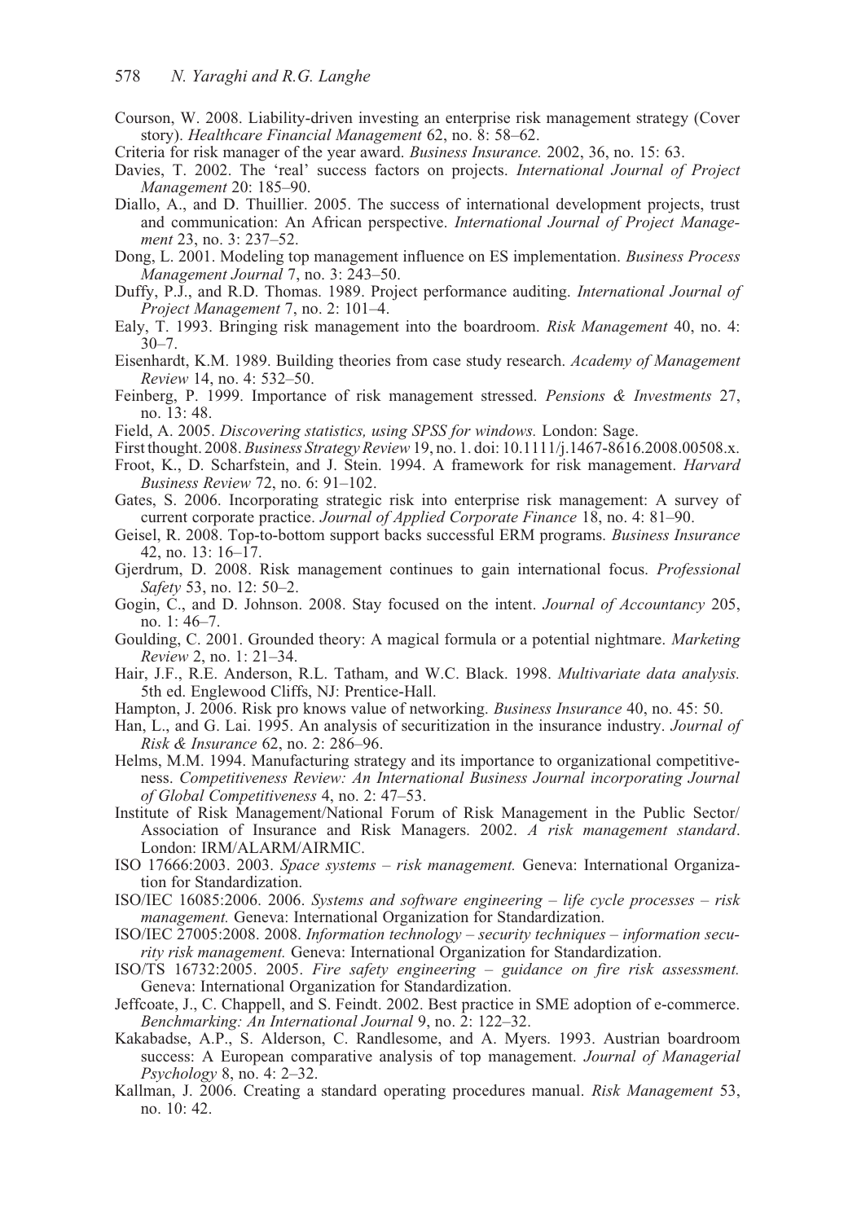Courson, W. 2008. Liability-driven investing an enterprise risk management strategy (Cover story). *Healthcare Financial Management* 62, no. 8: 58–62.

Criteria for risk manager of the year award. *Business Insurance.* 2002, 36, no. 15: 63.

Davies, T. 2002. The 'real' success factors on projects. *International Journal of Project Management* 20: 185–90.

Diallo, A., and D. Thuillier. 2005. The success of international development projects, trust and communication: An African perspective. *International Journal of Project Management* 23, no. 3: 237–52.

Dong, L. 2001. Modeling top management influence on ES implementation. *Business Process Management Journal* 7, no. 3: 243–50.

Duffy, P.J., and R.D. Thomas. 1989. Project performance auditing. *International Journal of Project Management* 7, no. 2: 101–4.

Ealy, T. 1993. Bringing risk management into the boardroom. *Risk Management* 40, no. 4: 30–7.

Eisenhardt, K.M. 1989. Building theories from case study research. *Academy of Management Review* 14, no. 4: 532–50.

Feinberg, P. 1999. Importance of risk management stressed. *Pensions & Investments* 27, no. 13: 48.

Field, A. 2005. *Discovering statistics, using SPSS for windows.* London: Sage.

First thought. 2008. *Business Strategy Review* 19, no. 1. doi: 10.1111/j.1467-8616.2008.00508.x.

Froot, K., D. Scharfstein, and J. Stein. 1994. A framework for risk management. *Harvard Business Review* 72, no. 6: 91–102.

Gates, S. 2006. Incorporating strategic risk into enterprise risk management: A survey of current corporate practice. *Journal of Applied Corporate Finance* 18, no. 4: 81–90.

Geisel, R. 2008. Top-to-bottom support backs successful ERM programs. *Business Insurance* 42, no. 13: 16–17.

Gjerdrum, D. 2008. Risk management continues to gain international focus. *Professional Safety* 53, no. 12: 50–2.

Gogin, C., and D. Johnson. 2008. Stay focused on the intent. *Journal of Accountancy* 205, no. 1: 46–7.

Goulding, C. 2001. Grounded theory: A magical formula or a potential nightmare. *Marketing Review* 2, no. 1: 21–34.

Hair, J.F., R.E. Anderson, R.L. Tatham, and W.C. Black. 1998. *Multivariate data analysis.* 5th ed. Englewood Cliffs, NJ: Prentice-Hall.

Hampton, J. 2006. Risk pro knows value of networking. *Business Insurance* 40, no. 45: 50.

Han, L., and G. Lai. 1995. An analysis of securitization in the insurance industry. *Journal of Risk & Insurance* 62, no. 2: 286–96.

Helms, M.M. 1994. Manufacturing strategy and its importance to organizational competitiveness. *Competitiveness Review: An International Business Journal incorporating Journal of Global Competitiveness* 4, no. 2: 47–53.

Institute of Risk Management/National Forum of Risk Management in the Public Sector/Association of Insurance and Risk Managers. 2002. *A risk management standard*. London: IRM/ALARM/AIRMIC.

ISO 17666:2003. 2003. *Space systems – risk management.* Geneva: International Organization for Standardization.

ISO/IEC 16085:2006. 2006. *Systems and software engineering – life cycle processes – risk management.* Geneva: International Organization for Standardization.

ISO/IEC 27005:2008. 2008. *Information technology – security techniques – information security risk management.* Geneva: International Organization for Standardization.

ISO/TS 16732:2005. 2005. *Fire safety engineering – guidance on fire risk assessment.* Geneva: International Organization for Standardization.

Jeffcoate, J., C. Chappell, and S. Feindt. 2002. Best practice in SME adoption of e-commerce. *Benchmarking: An International Journal* 9, no. 2: 122–32.

Kakabadse, A.P., S. Alderson, C. Randlesome, and A. Myers. 1993. Austrian boardroom success: A European comparative analysis of top management. *Journal of Managerial Psychology* 8, no. 4: 2–32.

Kallman, J. 2006. Creating a standard operating procedures manual. *Risk Management* 53, no. 10: 42.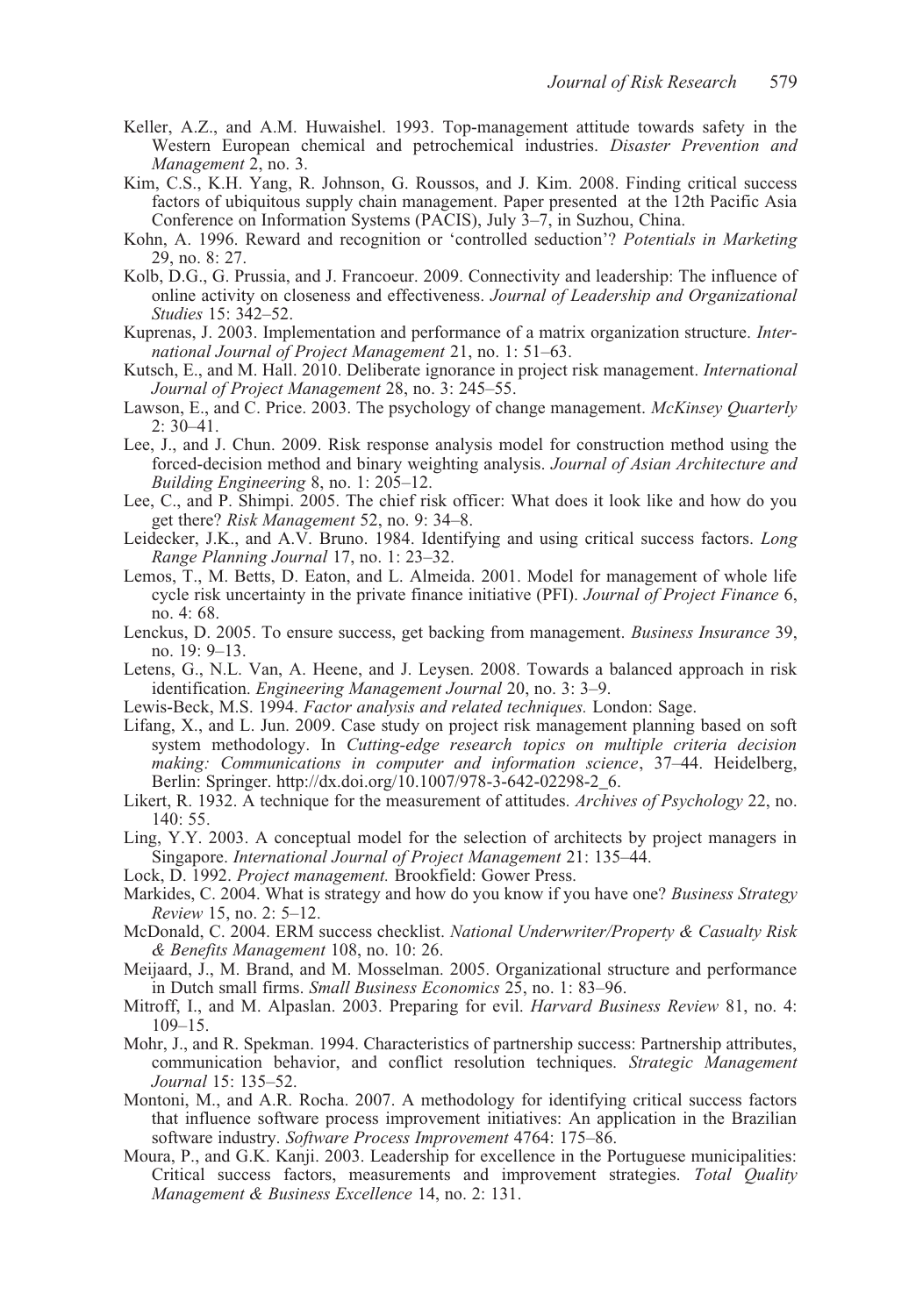Keller, A.Z., and A.M. Huwaishel. 1993. Top-management attitude towards safety in the Western European chemical and petrochemical industries. *Disaster Prevention and Management* 2, no. 3.

Kim, C.S., K.H. Yang, R. Johnson, G. Roussos, and J. Kim. 2008. Finding critical success factors of ubiquitous supply chain management. Paper presented at the 12th Pacific Asia Conference on Information Systems (PACIS), July 3–7, in Suzhou, China.

Kohn, A. 1996. Reward and recognition or 'controlled seduction'? *Potentials in Marketing* 29, no. 8: 27.

Kolb, D.G., G. Prussia, and J. Francoeur. 2009. Connectivity and leadership: The influence of online activity on closeness and effectiveness. *Journal of Leadership and Organizational Studies* 15: 342–52.

Kuprenas, J. 2003. Implementation and performance of a matrix organization structure. *International Journal of Project Management* 21, no. 1: 51–63.

Kutsch, E., and M. Hall. 2010. Deliberate ignorance in project risk management. *International Journal of Project Management* 28, no. 3: 245–55.

Lawson, E., and C. Price. 2003. The psychology of change management. *McKinsey Quarterly* 2: 30–41.

Lee, J., and J. Chun. 2009. Risk response analysis model for construction method using the forced-decision method and binary weighting analysis. *Journal of Asian Architecture and Building Engineering* 8, no. 1: 205–12.

Lee, C., and P. Shimpi. 2005. The chief risk officer: What does it look like and how do you get there? *Risk Management* 52, no. 9: 34–8.

Leidecker, J.K., and A.V. Bruno. 1984. Identifying and using critical success factors. *Long Range Planning Journal* 17, no. 1: 23–32.

Lemos, T., M. Betts, D. Eaton, and L. Almeida. 2001. Model for management of whole life cycle risk uncertainty in the private finance initiative (PFI). *Journal of Project Finance* 6, no. 4: 68.

Lenckus, D. 2005. To ensure success, get backing from management. *Business Insurance* 39, no. 19: 9–13.

Letens, G., N.L. Van, A. Heene, and J. Leysen. 2008. Towards a balanced approach in risk identification. *Engineering Management Journal* 20, no. 3: 3–9.

Lewis-Beck, M.S. 1994. *Factor analysis and related techniques.* London: Sage.

Lifang, X., and L. Jun. 2009. Case study on project risk management planning based on soft system methodology. In *Cutting-edge research topics on multiple criteria decision making: Communications in computer and information science*, 37–44. Heidelberg, Berlin: Springer. http://dx.doi.org/10.1007/978-3-642-02298-2_6.

Likert, R. 1932. A technique for the measurement of attitudes. *Archives of Psychology* 22, no. 140: 55.

Ling, Y.Y. 2003. A conceptual model for the selection of architects by project managers in Singapore. *International Journal of Project Management* 21: 135–44.

Lock, D. 1992. *Project management.* Brookfield: Gower Press.

Markides, C. 2004. What is strategy and how do you know if you have one? *Business Strategy Review* 15, no. 2: 5–12.

McDonald, C. 2004. ERM success checklist. *National Underwriter/Property & Casualty Risk & Benefits Management* 108, no. 10: 26.

Meijaard, J., M. Brand, and M. Mosselman. 2005. Organizational structure and performance in Dutch small firms. *Small Business Economics* 25, no. 1: 83–96.

Mitroff, I., and M. Alpaslan. 2003. Preparing for evil. *Harvard Business Review* 81, no. 4: 109–15.

Mohr, J., and R. Spekman. 1994. Characteristics of partnership success: Partnership attributes, communication behavior, and conflict resolution techniques. *Strategic Management Journal* 15: 135–52.

Montoni, M., and A.R. Rocha. 2007. A methodology for identifying critical success factors that influence software process improvement initiatives: An application in the Brazilian software industry. *Software Process Improvement* 4764: 175–86.

Moura, P., and G.K. Kanji. 2003. Leadership for excellence in the Portuguese municipalities: Critical success factors, measurements and improvement strategies. *Total Quality Management & Business Excellence* 14, no. 2: 131.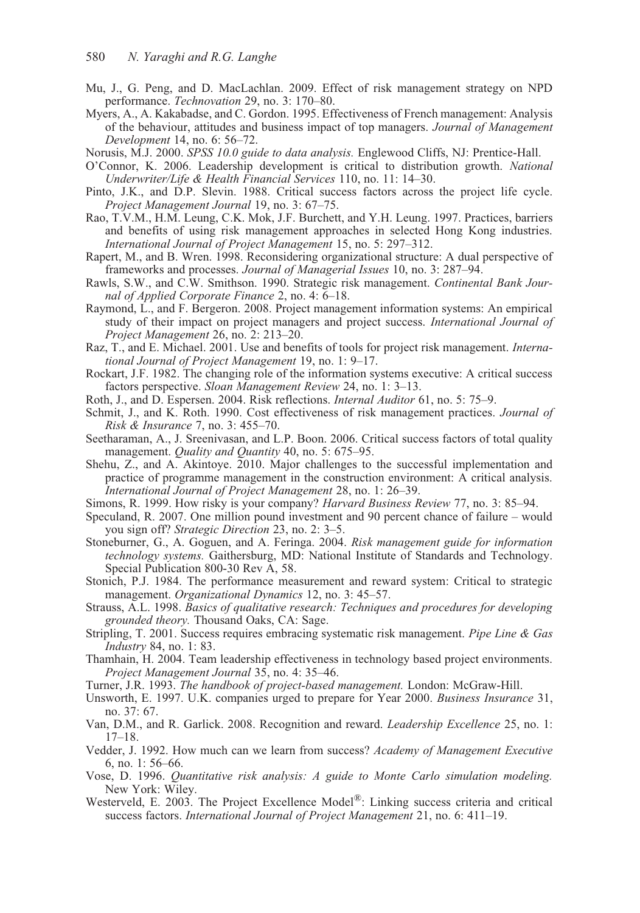Mu, J., G. Peng, and D. MacLachlan. 2009. Effect of risk management strategy on NPD performance. *Technovation* 29, no. 3: 170–80.

Myers, A., A. Kakabadse, and C. Gordon. 1995. Effectiveness of French management: Analysis of the behaviour, attitudes and business impact of top managers. *Journal of Management Development* 14, no. 6: 56–72.

Norusis, M.J. 2000. *SPSS 10.0 guide to data analysis.* Englewood Cliffs, NJ: Prentice-Hall.

O'Connor, K. 2006. Leadership development is critical to distribution growth. *National Underwriter/Life & Health Financial Services* 110, no. 11: 14–30.

Pinto, J.K., and D.P. Slevin. 1988. Critical success factors across the project life cycle. *Project Management Journal* 19, no. 3: 67–75.

Rao, T.V.M., H.M. Leung, C.K. Mok, J.F. Burchett, and Y.H. Leung. 1997. Practices, barriers and benefits of using risk management approaches in selected Hong Kong industries. *International Journal of Project Management* 15, no. 5: 297–312.

Rapert, M., and B. Wren. 1998. Reconsidering organizational structure: A dual perspective of frameworks and processes. *Journal of Managerial Issues* 10, no. 3: 287–94.

Rawls, S.W., and C.W. Smithson. 1990. Strategic risk management. *Continental Bank Journal of Applied Corporate Finance* 2, no. 4: 6–18.

Raymond, L., and F. Bergeron. 2008. Project management information systems: An empirical study of their impact on project managers and project success. *International Journal of Project Management* 26, no. 2: 213–20.

Raz, T., and E. Michael. 2001. Use and benefits of tools for project risk management. *International Journal of Project Management* 19, no. 1: 9–17.

Rockart, J.F. 1982. The changing role of the information systems executive: A critical success factors perspective. *Sloan Management Review* 24, no. 1: 3–13.

Roth, J., and D. Espersen. 2004. Risk reflections. *Internal Auditor* 61, no. 5: 75–9.

Schmit, J., and K. Roth. 1990. Cost effectiveness of risk management practices. *Journal of Risk & Insurance* 7, no. 3: 455–70.

Seetharaman, A., J. Sreenivasan, and L.P. Boon. 2006. Critical success factors of total quality management. *Quality and Quantity* 40, no. 5: 675–95.

Shehu, Z., and A. Akintoye. 2010. Major challenges to the successful implementation and practice of programme management in the construction environment: A critical analysis. *International Journal of Project Management* 28, no. 1: 26–39.

Simons, R. 1999. How risky is your company? *Harvard Business Review* 77, no. 3: 85–94.

Speculand, R. 2007. One million pound investment and 90 percent chance of failure – would you sign off? *Strategic Direction* 23, no. 2: 3–5.

Stoneburner, G., A. Goguen, and A. Feringa. 2004. *Risk management guide for information technology systems.* Gaithersburg, MD: National Institute of Standards and Technology. Special Publication 800-30 Rev A, 58.

Stonich, P.J. 1984. The performance measurement and reward system: Critical to strategic management. *Organizational Dynamics* 12, no. 3: 45–57.

Strauss, A.L. 1998. *Basics of qualitative research: Techniques and procedures for developing grounded theory.* Thousand Oaks, CA: Sage.

Stripling, T. 2001. Success requires embracing systematic risk management. *Pipe Line & Gas Industry* 84, no. 1: 83.

Thamhain, H. 2004. Team leadership effectiveness in technology based project environments. *Project Management Journal* 35, no. 4: 35–46.

Turner, J.R. 1993. *The handbook of project-based management.* London: McGraw-Hill.

Unsworth, E. 1997. U.K. companies urged to prepare for Year 2000. *Business Insurance* 31, no. 37: 67.

Van, D.M., and R. Garlick. 2008. Recognition and reward. *Leadership Excellence* 25, no. 1: 17–18.

Vedder, J. 1992. How much can we learn from success? *Academy of Management Executive* 6, no. 1: 56–66.

Vose, D. 1996. *Quantitative risk analysis: A guide to Monte Carlo simulation modeling.* New York: Wiley.

Westerveld, E. 2003. The Project Excellence Model®: Linking success criteria and critical success factors. *International Journal of Project Management* 21, no. 6: 411–19.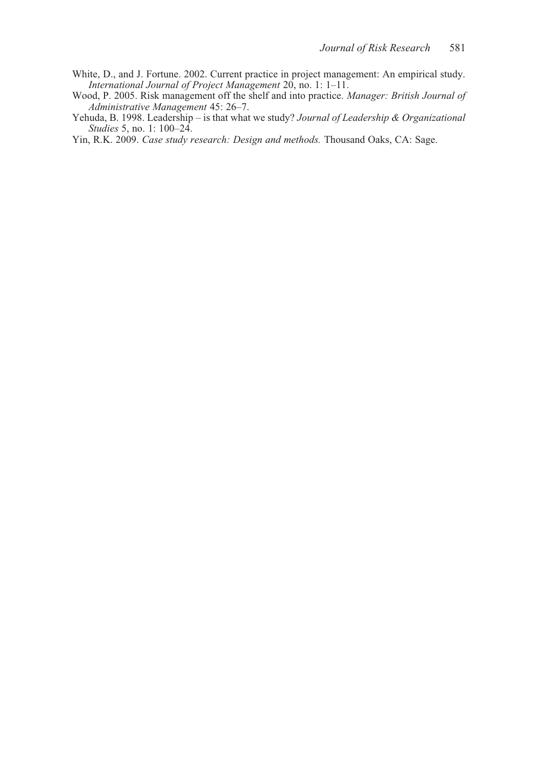White, D., and J. Fortune. 2002. Current practice in project management: An empirical study. *International Journal of Project Management* 20, no. 1: 1–11.

Wood, P. 2005. Risk management off the shelf and into practice. *Manager: British Journal of Administrative Management* 45: 26–7.

Yehuda, B. 1998. Leadership – is that what we study? *Journal of Leadership & Organizational Studies* 5, no. 1: 100–24.

Yin, R.K. 2009. *Case study research: Design and methods.* Thousand Oaks, CA: Sage.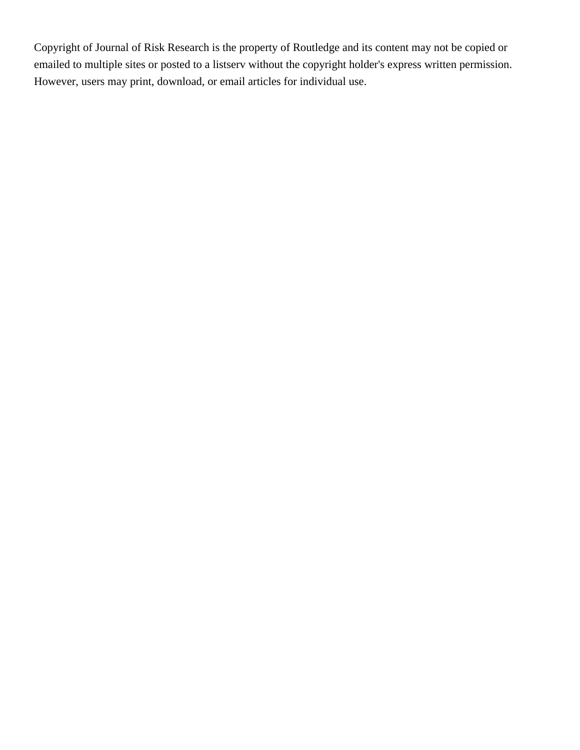Copyright of Journal of Risk Research is the property of Routledge and its content may not be copied or emailed to multiple sites or posted to a listserv without the copyright holder's express written permission. However, users may print, download, or email articles for individual use.